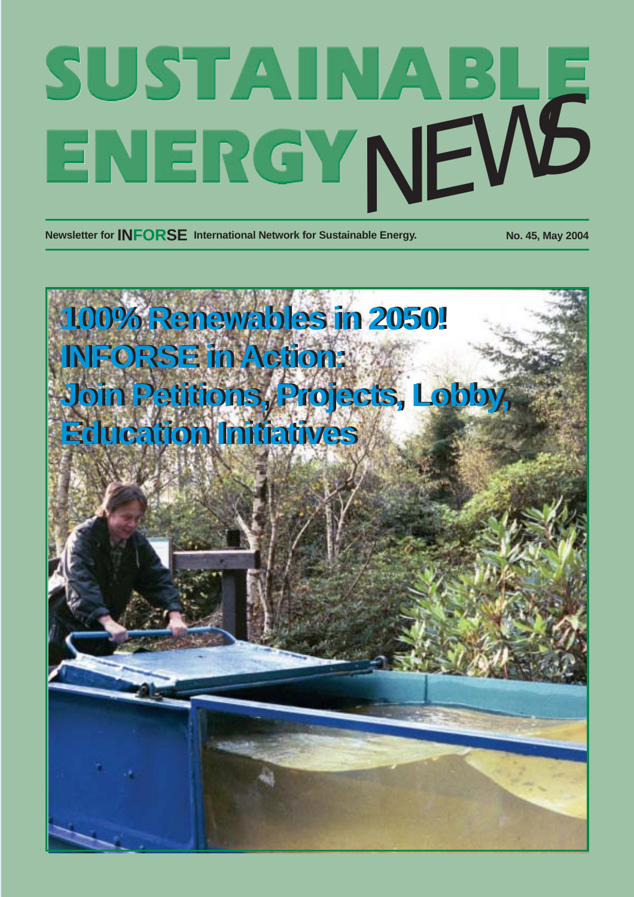# SUSTAINABLE ENERGY NEWS

Newsletter for **INFORSE** International Network for Sustainable Energy.

No. 45, May 2004

## 100% Renewables in 2050!

## INFORSE in Action:

## Join Petitions, Projects, Lobby, Education Initiatives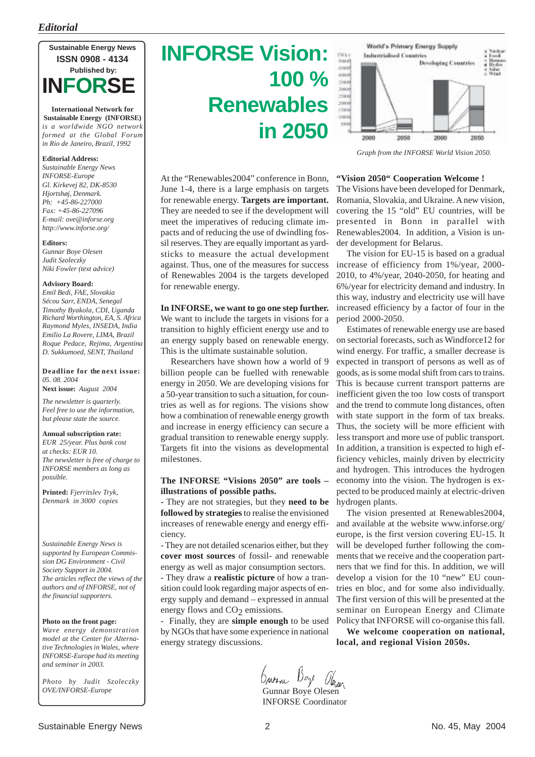*Editorial*

**Sustainable Energy News**
**ISSN 0908 - 4134**
**Published by:**
**INFORSE**

**International Network for Sustainable Energy (INFORSE)** *is a worldwide NGO network formed at the Global Forum in Rio de Janeiro, Brazil, 1992*

**Editorial Address:**
*Sustainable Energy News*
*INFORSE-Europe*
*Gl. Kirkevej 82, DK-8530*
*Hjortshøj, Denmark.*
*Ph: +45-86-227000*
*Fax: +45-86-227096*
*E-mail: ove@inforse.org*
*http://www.inforse.org/*

**Editors:**
*Gunnar Boye Olesen*
*Judit Szoleczky*
*Niki Fowler (text advice)*

**Advisory Board:**
*Emil Bedi, FAE, Slovakia*
*Sécou Sarr, ENDA, Senegal*
*Timothy Byakola, CDI, Uganda*
*Richard Worthington, EA, S. Africa*
*Raymond Myles, INSEDA, India*
*Emilio La Rovere, LIMA, Brazil*
*Roque Pedace, Rejima, Argentina*
*D. Sukkumoed, SENT, Thailand*

**Deadline for the next issue:** *05. 08. 2004*
**Next issue:** *August 2004*

*The newsletter is quarterly. Feel free to use the information, but please state the source.*

**Annual subscription rate:**
*EUR 25/year. Plus bank cost at checks: EUR 10.*
*The newsletter is free of charge to INFORSE members as long as possible.*

**Printed:** *Fjerritslev Tryk, Denmark in 3000 copies*

*Sustainable Energy News is supported by European Commission DG Environment - Civil Society Support in 2004.*
*The articles reflect the views of the authors and of INFORSE, not of the financial supporters.*

**Photo on the front page:**
*Wave energy demonstration model at the Center for Alternative Technologies in Wales, where INFORSE-Europe had its meeting and seminar in 2003.*

*Photo by Judit Szoleczky OVE/INFORSE-Europe*

# INFORSE Vision: 100 % Renewables in 2050

*Graph from the INFORSE World Vision 2050.*

At the "Renewables2004" conference in Bonn, June 1-4, there is a large emphasis on targets for renewable energy. **Targets are important.** They are needed to see if the development will meet the imperatives of reducing climate impacts and of reducing the use of dwindling fossil reserves. They are equally important as yardsticks to measure the actual development against. Thus, one of the measures for success of Renewables 2004 is the targets developed for renewable energy.

**In INFORSE, we want to go one step further.** We want to include the targets in visions for a transition to highly efficient energy use and to an energy supply based on renewable energy. This is the ultimate sustainable solution.

Researchers have shown how a world of 9 billion people can be fuelled with renewable energy in 2050. We are developing visions for a 50-year transition to such a situation, for countries as well as for regions. The visions show how a combination of renewable energy growth and increase in energy efficiency can secure a gradual transition to renewable energy supply. Targets fit into the visions as developmental milestones.

**The INFORSE "Visions 2050" are tools – illustrations of possible paths.**

- They are not strategies, but they **need to be followed by strategies** to realise the envisioned increases of renewable energy and energy efficiency.
- They are not detailed scenarios either, but they **cover most sources** of fossil- and renewable energy as well as major consumption sectors.
- They draw a **realistic picture** of how a transition could look regarding major aspects of energy supply and demand – expressed in annual energy flows and $CO_2$ emissions.
- Finally, they are **simple enough** to be used by NGOs that have some experience in national energy strategy discussions.

**"Vision 2050" Cooperation Welcome !**

The Visions have been developed for Denmark, Romania, Slovakia, and Ukraine. A new vision, covering the 15 "old" EU countries, will be presented in Bonn in parallel with Renewables2004. In addition, a Vision is under development for Belarus.

The vision for EU-15 is based on a gradual increase of efficiency from 1%/year, 2000-2010, to 4%/year, 2040-2050, for heating and 6%/year for electricity demand and industry. In this way, industry and electricity use will have increased efficiency by a factor of four in the period 2000-2050.

Estimates of renewable energy use are based on sectorial forecasts, such as Windforce12 for wind energy. For traffic, a smaller decrease is expected in transport of persons as well as of goods, as is some modal shift from cars to trains. This is because current transport patterns are inefficient given the too low costs of transport and the trend to commute long distances, often with state support in the form of tax breaks. Thus, the society will be more efficient with less transport and more use of public transport. In addition, a transition is expected to high efficiency vehicles, mainly driven by electricity and hydrogen. This introduces the hydrogen economy into the vision. The hydrogen is expected to be produced mainly at electric-driven hydrogen plants.

The vision presented at Renewables2004, and available at the website www.inforse.org/europe, is the first version covering EU-15. It will be developed further following the comments that we receive and the cooperation partners that we find for this. In addition, we will develop a vision for the 10 "new" EU countries en bloc, and for some also individually. The first version of this will be presented at the seminar on European Energy and Climate Policy that INFORSE will co-organise this fall.

**We welcome cooperation on national, local, and regional Vision 2050s.**

Gunnar Boye Olesen
INFORSE Coordinator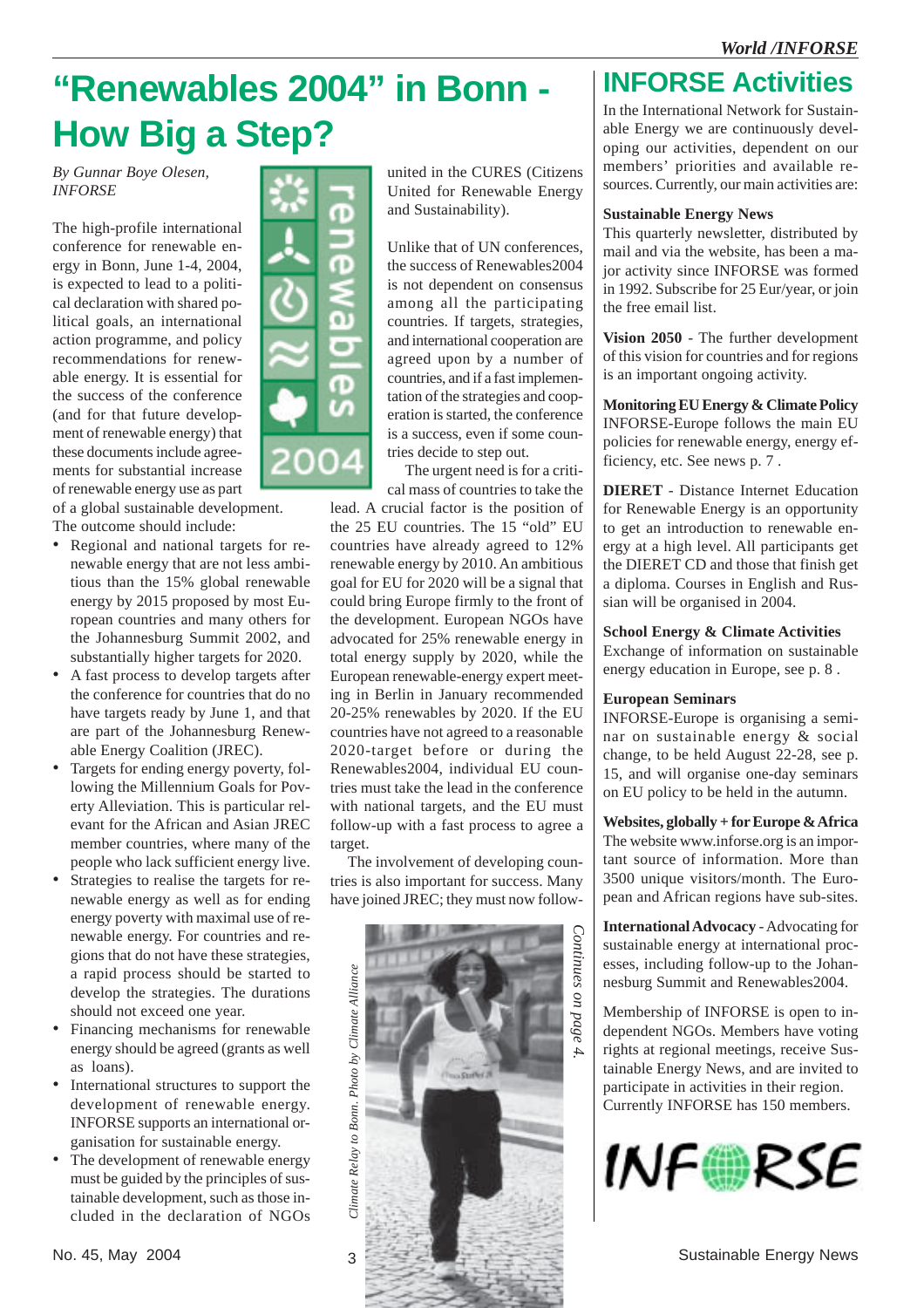# "Renewables 2004" in Bonn - How Big a Step?

*By Gunnar Boye Olesen, INFORSE*

The high-profile international conference for renewable energy in Bonn, June 1-4, 2004, is expected to lead to a political declaration with shared political goals, an international action programme, and policy recommendations for renewable energy. It is essential for the success of the conference (and for that future development of renewable energy) that these documents include agreements for substantial increase of renewable energy use as part of a global sustainable development. The outcome should include:

- Regional and national targets for renewable energy that are not less ambitious than the 15% global renewable energy by 2015 proposed by most European countries and many others for the Johannesburg Summit 2002, and substantially higher targets for 2020.
- A fast process to develop targets after the conference for countries that do no have targets ready by June 1, and that are part of the Johannesburg Renewable Energy Coalition (JREC).
- Targets for ending energy poverty, following the Millennium Goals for Poverty Alleviation. This is particular relevant for the African and Asian JREC member countries, where many of the people who lack sufficient energy live.
- Strategies to realise the targets for renewable energy as well as for ending energy poverty with maximal use of renewable energy. For countries and regions that do not have these strategies, a rapid process should be started to develop the strategies. The durations should not exceed one year.
- Financing mechanisms for renewable energy should be agreed (grants as well as loans).
- International structures to support the development of renewable energy. INFORSE supports an international organisation for sustainable energy.
- The development of renewable energy must be guided by the principles of sustainable development, such as those included in the declaration of NGOs united in the CURES (Citizens United for Renewable Energy and Sustainability).

Unlike that of UN conferences, the success of Renewables2004 is not dependent on consensus among all the participating countries. If targets, strategies, and international cooperation are agreed upon by a number of countries, and if a fast implementation of the strategies and cooperation is started, the conference is a success, even if some countries decide to step out.

The urgent need is for a critical mass of countries to take the lead. A crucial factor is the position of the 25 EU countries. The 15 "old" EU countries have already agreed to 12% renewable energy by 2010. An ambitious goal for EU for 2020 will be a signal that could bring Europe firmly to the front of the development. European NGOs have advocated for 25% renewable energy in total energy supply by 2020, while the European renewable-energy expert meeting in Berlin in January recommended 20-25% renewables by 2020. If the EU countries have not agreed to a reasonable 2020-target before or during the Renewables2004, individual EU countries must take the lead in the conference with national targets, and the EU must follow-up with a fast process to agree a target.

The involvement of developing countries is also important for success. Many have joined JREC; they must now follow-

*Climate Relay to Bonn. Photo by Climate Alliance*

*Continues on page 4.*

# INFORSE Activities

In the International Network for Sustainable Energy we are continuously developing our activities, dependent on our members' priorities and available resources. Currently, our main activities are:

**Sustainable Energy News**
This quarterly newsletter, distributed by mail and via the website, has been a major activity since INFORSE was formed in 1992. Subscribe for 25 Eur/year, or join the free email list.

**Vision 2050** - The further development of this vision for countries and for regions is an important ongoing activity.

**Monitoring EU Energy & Climate Policy**
INFORSE-Europe follows the main EU policies for renewable energy, energy efficiency, etc. See news p. 7 .

**DIERET** - Distance Internet Education for Renewable Energy is an opportunity to get an introduction to renewable energy at a high level. All participants get the DIERET CD and those that finish get a diploma. Courses in English and Russian will be organised in 2004.

**School Energy & Climate Activities**
Exchange of information on sustainable energy education in Europe, see p. 8 .

**European Seminars**
INFORSE-Europe is organising a seminar on sustainable energy & social change, to be held August 22-28, see p. 15, and will organise one-day seminars on EU policy to be held in the autumn.

**Websites, globally + for Europe & Africa**
The website www.inforse.org is an important source of information. More than 3500 unique visitors/month. The European and African regions have sub-sites.

**International Advocacy** - Advocating for sustainable energy at international processes, including follow-up to the Johannesburg Summit and Renewables2004.

Membership of INFORSE is open to independent NGOs. Members have voting rights at regional meetings, receive Sustainable Energy News, and are invited to participate in activities in their region. Currently INFORSE has 150 members.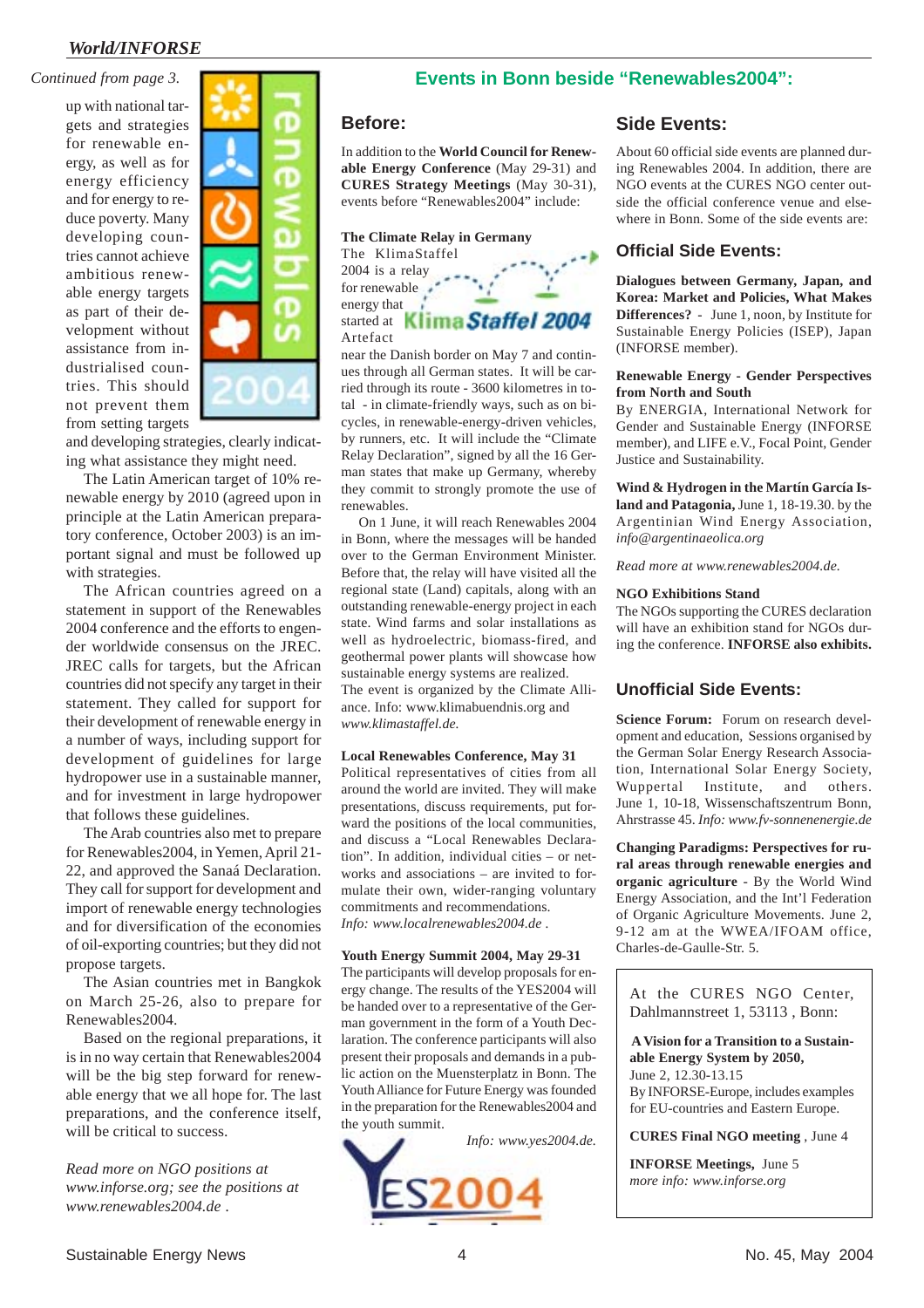*Continued from page 3.*

up with national targets and strategies for renewable energy, as well as for energy efficiency and for energy to reduce poverty. Many developing countries cannot achieve ambitious renewable energy targets as part of their development without assistance from industrialised countries. This should not prevent them from setting targets and developing strategies, clearly indicating what assistance they might need.

The Latin American target of 10% renewable energy by 2010 (agreed upon in principle at the Latin American preparatory conference, October 2003) is an important signal and must be followed up with strategies.

The African countries agreed on a statement in support of the Renewables 2004 conference and the efforts to engender worldwide consensus on the JREC. JREC calls for targets, but the African countries did not specify any target in their statement. They called for support for their development of renewable energy in a number of ways, including support for development of guidelines for large hydropower use in a sustainable manner, and for investment in large hydropower that follows these guidelines.

The Arab countries also met to prepare for Renewables2004, in Yemen, April 21-22, and approved the Sanaá Declaration. They call for support for development and import of renewable energy technologies and for diversification of the economies of oil-exporting countries; but they did not propose targets.

The Asian countries met in Bangkok on March 25-26, also to prepare for Renewables2004.

Based on the regional preparations, it is in no way certain that Renewables2004 will be the big step forward for renewable energy that we all hope for. The last preparations, and the conference itself, will be critical to success.

*Read more on NGO positions at www.inforse.org; see the positions at www.renewables2004.de .*

## Events in Bonn beside "Renewables2004":

### Before:

In addition to the **World Council for Renewable Energy Conference** (May 29-31) and **CURES Strategy Meetings** (May 30-31), events before "Renewables2004" include:

**The Climate Relay in Germany**

The KlimaStaffel 2004 is a relay for renewable energy that started at Artefact near the Danish border on May 7 and continues through all German states. It will be carried through its route - 3600 kilometres in total - in climate-friendly ways, such as on bicycles, in renewable-energy-driven vehicles, by runners, etc. It will include the "Climate Relay Declaration", signed by all the 16 German states that make up Germany, whereby they commit to strongly promote the use of renewables.

On 1 June, it will reach Renewables 2004 in Bonn, where the messages will be handed over to the German Environment Minister. Before that, the relay will have visited all the regional state (Land) capitals, along with an outstanding renewable-energy project in each state. Wind farms and solar installations as well as hydroelectric, biomass-fired, and geothermal power plants will showcase how sustainable energy systems are realized.

The event is organized by the Climate Alliance. Info: www.klimabuendnis.org and *www.klimastaffel.de.*

**Local Renewables Conference, May 31**

Political representatives of cities from all around the world are invited. They will make presentations, discuss requirements, put forward the positions of the local communities, and discuss a "Local Renewables Declaration". In addition, individual cities – or networks and associations – are invited to formulate their own, wider-ranging voluntary commitments and recommendations.

*Info: www.localrenewables2004.de .*

**Youth Energy Summit 2004, May 29-31**

The participants will develop proposals for energy change. The results of the YES2004 will be handed over to a representative of the German government in the form of a Youth Declaration. The conference participants will also present their proposals and demands in a public action on the Muensterplatz in Bonn. The Youth Alliance for Future Energy was founded in the preparation for the Renewables2004 and the youth summit.

*Info: www.yes2004.de.*

### Side Events:

About 60 official side events are planned during Renewables 2004. In addition, there are NGO events at the CURES NGO center outside the official conference venue and elsewhere in Bonn. Some of the side events are:

### Official Side Events:

**Dialogues between Germany, Japan, and Korea: Market and Policies, What Makes Differences?** - June 1, noon, by Institute for Sustainable Energy Policies (ISEP), Japan (INFORSE member).

**Renewable Energy - Gender Perspectives from North and South**

By ENERGIA, International Network for Gender and Sustainable Energy (INFORSE member), and LIFE e.V., Focal Point, Gender Justice and Sustainability.

**Wind & Hydrogen in the Martín García Island and Patagonia,** June 1, 18-19.30. by the Argentinian Wind Energy Association, *info@argentinaeolica.org*

*Read more at www.renewables2004.de.*

**NGO Exhibitions Stand**

The NGOs supporting the CURES declaration will have an exhibition stand for NGOs during the conference. **INFORSE also exhibits.**

### Unofficial Side Events:

**Science Forum:** Forum on research development and education, Sessions organised by the German Solar Energy Research Association, International Solar Energy Society, Wuppertal Institute, and others. June 1, 10-18, Wissenschaftszentrum Bonn, Ahrstrasse 45. *Info: www.fv-sonnenenergie.de*

**Changing Paradigms: Perspectives for rural areas through renewable energies and organic agriculture** - By the World Wind Energy Association, and the Int'l Federation of Organic Agriculture Movements. June 2, 9-12 am at the WWEA/IFOAM office, Charles-de-Gaulle-Str. 5.

At the CURES NGO Center, Dahlmannstreet 1, 53113 , Bonn:

**A Vision for a Transition to a Sustainable Energy System by 2050,**
June 2, 12.30-13.15
By INFORSE-Europe, includes examples for EU-countries and Eastern Europe.

**CURES Final NGO meeting** , June 4

**INFORSE Meetings,** June 5
*more info: www.inforse.org*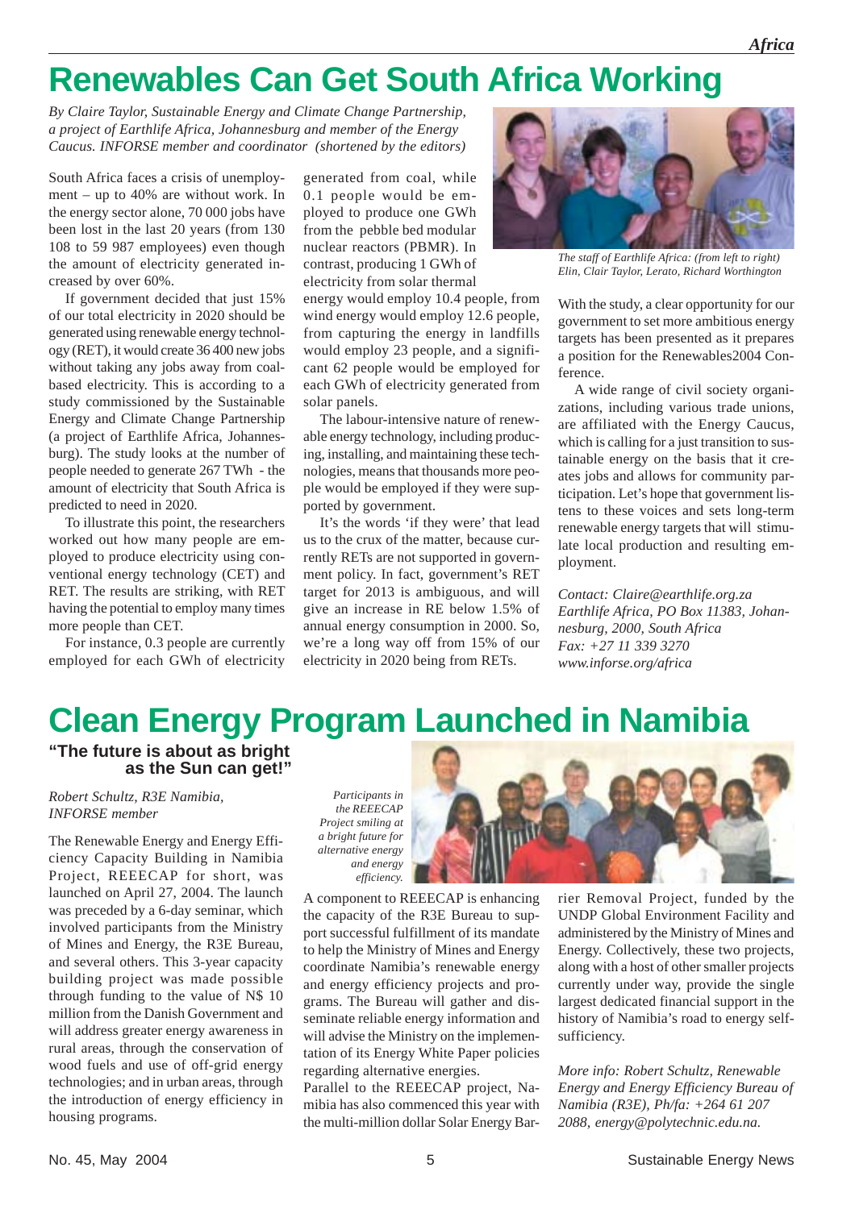# Renewables Can Get South Africa Working

*By Claire Taylor, Sustainable Energy and Climate Change Partnership, a project of Earthlife Africa, Johannesburg and member of the Energy Caucus. INFORSE member and coordinator (shortened by the editors)*

South Africa faces a crisis of unemployment – up to 40% are without work. In the energy sector alone, 70 000 jobs have been lost in the last 20 years (from 130 108 to 59 987 employees) even though the amount of electricity generated increased by over 60%.

If government decided that just 15% of our total electricity in 2020 should be generated using renewable energy technology (RET), it would create 36 400 new jobs without taking any jobs away from coal-based electricity. This is according to a study commissioned by the Sustainable Energy and Climate Change Partnership (a project of Earthlife Africa, Johannesburg). The study looks at the number of people needed to generate 267 TWh - the amount of electricity that South Africa is predicted to need in 2020.

To illustrate this point, the researchers worked out how many people are employed to produce electricity using conventional energy technology (CET) and RET. The results are striking, with RET having the potential to employ many times more people than CET.

For instance, 0.3 people are currently employed for each GWh of electricity generated from coal, while 0.1 people would be employed to produce one GWh from the pebble bed modular nuclear reactors (PBMR). In contrast, producing 1 GWh of electricity from solar thermal energy would employ 10.4 people, from wind energy would employ 12.6 people, from capturing the energy in landfills would employ 23 people, and a significant 62 people would be employed for each GWh of electricity generated from solar panels.

The labour-intensive nature of renewable energy technology, including producing, installing, and maintaining these technologies, means that thousands more people would be employed if they were supported by government.

It's the words 'if they were' that lead us to the crux of the matter, because currently RETs are not supported in government policy. In fact, government's RET target for 2013 is ambiguous, and will give an increase in RE below 1.5% of annual energy consumption in 2000. So, we're a long way off from 15% of our electricity in 2020 being from RETs.

*The staff of Earthlife Africa: (from left to right) Elin, Clair Taylor, Lerato, Richard Worthington*

With the study, a clear opportunity for our government to set more ambitious energy targets has been presented as it prepares a position for the Renewables2004 Conference.

A wide range of civil society organizations, including various trade unions, are affiliated with the Energy Caucus, which is calling for a just transition to sustainable energy on the basis that it creates jobs and allows for community participation. Let's hope that government listens to these voices and sets long-term renewable energy targets that will stimulate local production and resulting employment.

*Contact: Claire@earthlife.org.za*
*Earthlife Africa, PO Box 11383, Johannesburg, 2000, South Africa*
*Fax: +27 11 339 3270*
*www.inforse.org/africa*

# Clean Energy Program Launched in Namibia

**"The future is about as bright as the Sun can get!"**

*Robert Schultz, R3E Namibia, INFORSE member*

The Renewable Energy and Energy Efficiency Capacity Building in Namibia Project, REEECAP for short, was launched on April 27, 2004. The launch was preceded by a 6-day seminar, which involved participants from the Ministry of Mines and Energy, the R3E Bureau, and several others. This 3-year capacity building project was made possible through funding to the value of N$ 10 million from the Danish Government and will address greater energy awareness in rural areas, through the conservation of wood fuels and use of off-grid energy technologies; and in urban areas, through the introduction of energy efficiency in housing programs.

*Participants in the REEECAP Project smiling at a bright future for alternative energy and energy efficiency.*

A component to REEECAP is enhancing the capacity of the R3E Bureau to support successful fulfillment of its mandate to help the Ministry of Mines and Energy coordinate Namibia's renewable energy and energy efficiency projects and programs. The Bureau will gather and disseminate reliable energy information and will advise the Ministry on the implementation of its Energy White Paper policies regarding alternative energies.

Parallel to the REEECAP project, Namibia has also commenced this year with the multi-million dollar Solar Energy Barrier Removal Project, funded by the UNDP Global Environment Facility and administered by the Ministry of Mines and Energy. Collectively, these two projects, along with a host of other smaller projects currently under way, provide the single largest dedicated financial support in the history of Namibia's road to energy self-sufficiency.

*More info: Robert Schultz, Renewable Energy and Energy Efficiency Bureau of Namibia (R3E), Ph/fa: +264 61 207 2088, energy@polytechnic.edu.na.*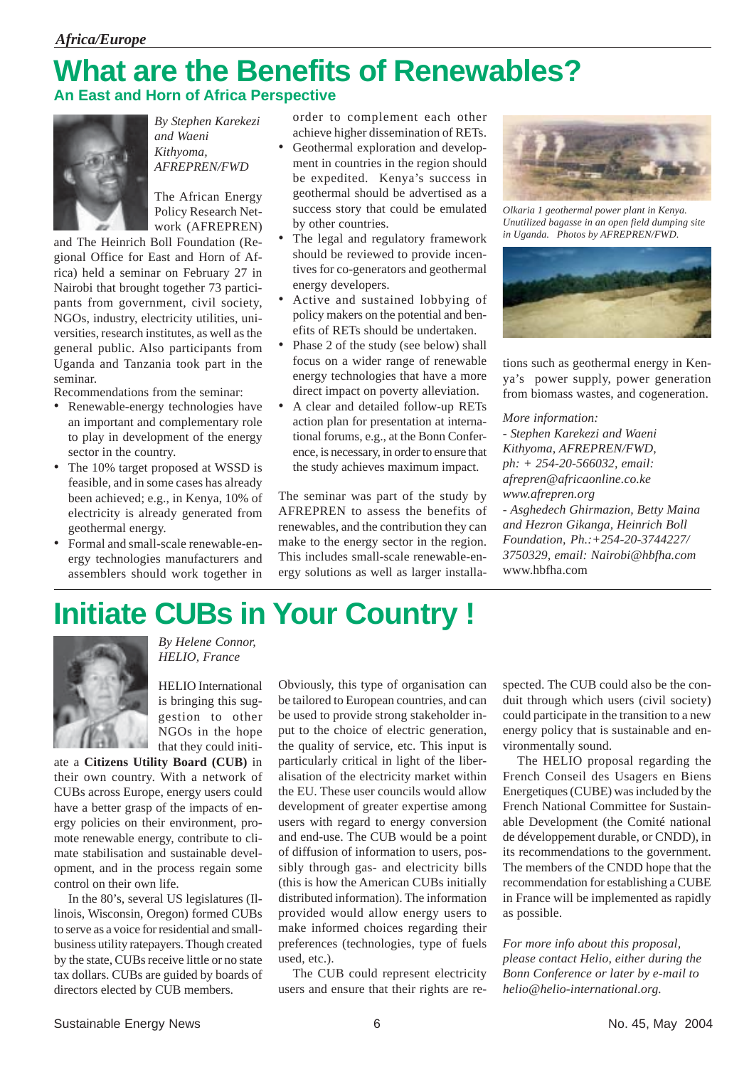*Africa/Europe*

# What are the Benefits of Renewables?

## An East and Horn of Africa Perspective

*By Stephen Karekezi and Waeni Kithyoma, AFREPREN/FWD*

The African Energy Policy Research Network (AFREPREN) and The Heinrich Boll Foundation (Regional Office for East and Horn of Africa) held a seminar on February 27 in Nairobi that brought together 73 participants from government, civil society, NGOs, industry, electricity utilities, universities, research institutes, as well as the general public. Also participants from Uganda and Tanzania took part in the seminar.

Recommendations from the seminar:

- Renewable-energy technologies have an important and complementary role to play in development of the energy sector in the country.
- The 10% target proposed at WSSD is feasible, and in some cases has already been achieved; e.g., in Kenya, 10% of electricity is already generated from geothermal energy.
- Formal and small-scale renewable-energy technologies manufacturers and assemblers should work together in order to complement each other achieve higher dissemination of RETs.
- Geothermal exploration and development in countries in the region should be expedited. Kenya's success in geothermal should be advertised as a success story that could be emulated by other countries.
- The legal and regulatory framework should be reviewed to provide incentives for co-generators and geothermal energy developers.
- Active and sustained lobbying of policy makers on the potential and benefits of RETs should be undertaken.
- Phase 2 of the study (see below) shall focus on a wider range of renewable energy technologies that have a more direct impact on poverty alleviation.
- A clear and detailed follow-up RETs action plan for presentation at international forums, e.g., at the Bonn Conference, is necessary, in order to ensure that the study achieves maximum impact.

The seminar was part of the study by AFREPREN to assess the benefits of renewables, and the contribution they can make to the energy sector in the region. This includes small-scale renewable-energy solutions as well as larger installations such as geothermal energy in Kenya's power supply, power generation from biomass wastes, and cogeneration.

*Olkaria 1 geothermal power plant in Kenya. Unutilized bagasse in an open field dumping site in Uganda. Photos by AFREPREN/FWD.*

*More information:*

*- Stephen Karekezi and Waeni Kithyoma, AFREPREN/FWD, ph: + 254-20-566032, email: afrepren@africaonline.co.ke www.afrepren.org*

*- Asghedech Ghirmazion, Betty Maina and Hezron Gikanga, Heinrich Boll Foundation, Ph.:+254-20-3744227/ 3750329, email: Nairobi@hbfha.com* www.hbfha.com

# Initiate CUBs in Your Country !

*By Helene Connor, HELIO, France*

HELIO International is bringing this suggestion to other NGOs in the hope that they could initiate a **Citizens Utility Board (CUB)** in their own country. With a network of CUBs across Europe, energy users could have a better grasp of the impacts of energy policies on their environment, promote renewable energy, contribute to climate stabilisation and sustainable development, and in the process regain some control on their own life.

In the 80's, several US legislatures (Illinois, Wisconsin, Oregon) formed CUBs to serve as a voice for residential and small-business utility ratepayers. Though created by the state, CUBs receive little or no state tax dollars. CUBs are guided by boards of directors elected by CUB members.

Obviously, this type of organisation can be tailored to European countries, and can be used to provide strong stakeholder input to the choice of electric generation, the quality of service, etc. This input is particularly critical in light of the liberalisation of the electricity market within the EU. These user councils would allow development of greater expertise among users with regard to energy conversion and end-use. The CUB would be a point of diffusion of information to users, possibly through gas- and electricity bills (this is how the American CUBs initially distributed information). The information provided would allow energy users to make informed choices regarding their preferences (technologies, type of fuels used, etc.).

The CUB could represent electricity users and ensure that their rights are respected. The CUB could also be the conduit through which users (civil society) could participate in the transition to a new energy policy that is sustainable and environmentally sound.

The HELIO proposal regarding the French Conseil des Usagers en Biens Energetiques (CUBE) was included by the French National Committee for Sustainable Development (the Comité national de développement durable, or CNDD), in its recommendations to the government. The members of the CNDD hope that the recommendation for establishing a CUBE in France will be implemented as rapidly as possible.

*For more info about this proposal, please contact Helio, either during the Bonn Conference or later by e-mail to helio@helio-international.org.*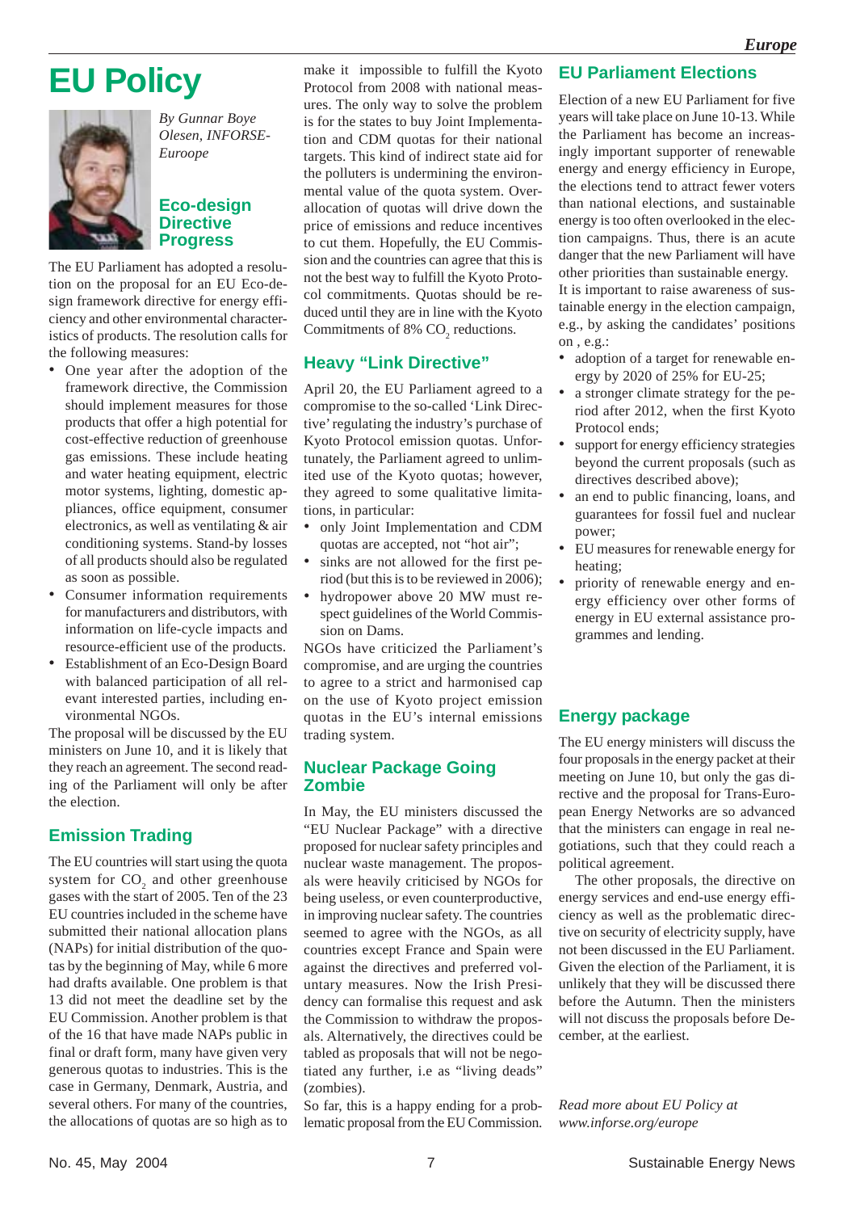# EU Policy

*By Gunnar Boye Olesen, INFORSE-Euroope*

## Eco-design Directive Progress

The EU Parliament has adopted a resolution on the proposal for an EU Eco-design framework directive for energy efficiency and other environmental characteristics of products. The resolution calls for the following measures:

- One year after the adoption of the framework directive, the Commission should implement measures for those products that offer a high potential for cost-effective reduction of greenhouse gas emissions. These include heating and water heating equipment, electric motor systems, lighting, domestic appliances, office equipment, consumer electronics, as well as ventilating & air conditioning systems. Stand-by losses of all products should also be regulated as soon as possible.
- Consumer information requirements for manufacturers and distributors, with information on life-cycle impacts and resource-efficient use of the products.
- Establishment of an Eco-Design Board with balanced participation of all relevant interested parties, including environmental NGOs.

The proposal will be discussed by the EU ministers on June 10, and it is likely that they reach an agreement. The second reading of the Parliament will only be after the election.

## Emission Trading

The EU countries will start using the quota system for $CO_2$ and other greenhouse gases with the start of 2005. Ten of the 23 EU countries included in the scheme have submitted their national allocation plans (NAPs) for initial distribution of the quotas by the beginning of May, while 6 more had drafts available. One problem is that 13 did not meet the deadline set by the EU Commission. Another problem is that of the 16 that have made NAPs public in final or draft form, many have given very generous quotas to industries. This is the case in Germany, Denmark, Austria, and several others. For many of the countries, the allocations of quotas are so high as to make it impossible to fulfill the Kyoto Protocol from 2008 with national measures. The only way to solve the problem is for the states to buy Joint Implementation and CDM quotas for their national targets. This kind of indirect state aid for the polluters is undermining the environmental value of the quota system. Over-allocation of quotas will drive down the price of emissions and reduce incentives to cut them. Hopefully, the EU Commission and the countries can agree that this is not the best way to fulfill the Kyoto Protocol commitments. Quotas should be reduced until they are in line with the Kyoto Commitments of 8% $CO_2$ reductions.

## Heavy "Link Directive"

April 20, the EU Parliament agreed to a compromise to the so-called 'Link Directive' regulating the industry's purchase of Kyoto Protocol emission quotas. Unfortunately, the Parliament agreed to unlimited use of the Kyoto quotas; however, they agreed to some qualitative limitations, in particular:

- only Joint Implementation and CDM quotas are accepted, not "hot air";
- sinks are not allowed for the first period (but this is to be reviewed in 2006);
- hydropower above 20 MW must respect guidelines of the World Commission on Dams.

NGOs have criticized the Parliament's compromise, and are urging the countries to agree to a strict and harmonised cap on the use of Kyoto project emission quotas in the EU's internal emissions trading system.

## Nuclear Package Going Zombie

In May, the EU ministers discussed the "EU Nuclear Package" with a directive proposed for nuclear safety principles and nuclear waste management. The proposals were heavily criticised by NGOs for being useless, or even counterproductive, in improving nuclear safety. The countries seemed to agree with the NGOs, as all countries except France and Spain were against the directives and preferred voluntary measures. Now the Irish Presidency can formalise this request and ask the Commission to withdraw the proposals. Alternatively, the directives could be tabled as proposals that will not be negotiated any further, i.e as "living deads" (zombies).

So far, this is a happy ending for a problematic proposal from the EU Commission.

## EU Parliament Elections

Election of a new EU Parliament for five years will take place on June 10-13. While the Parliament has become an increasingly important supporter of renewable energy and energy efficiency in Europe, the elections tend to attract fewer voters than national elections, and sustainable energy is too often overlooked in the election campaigns. Thus, there is an acute danger that the new Parliament will have other priorities than sustainable energy.

It is important to raise awareness of sustainable energy in the election campaign, e.g., by asking the candidates' positions on , e.g.:

- adoption of a target for renewable energy by 2020 of 25% for EU-25;
- a stronger climate strategy for the period after 2012, when the first Kyoto Protocol ends;
- support for energy efficiency strategies beyond the current proposals (such as directives described above);
- an end to public financing, loans, and guarantees for fossil fuel and nuclear power;
- EU measures for renewable energy for heating;
- priority of renewable energy and energy efficiency over other forms of energy in EU external assistance programmes and lending.

## Energy package

The EU energy ministers will discuss the four proposals in the energy packet at their meeting on June 10, but only the gas directive and the proposal for Trans-European Energy Networks are so advanced that the ministers can engage in real negotiations, such that they could reach a political agreement.

The other proposals, the directive on energy services and end-use energy efficiency as well as the problematic directive on security of electricity supply, have not been discussed in the EU Parliament. Given the election of the Parliament, it is unlikely that they will be discussed there before the Autumn. Then the ministers will not discuss the proposals before December, at the earliest.

*Read more about EU Policy at www.inforse.org/europe*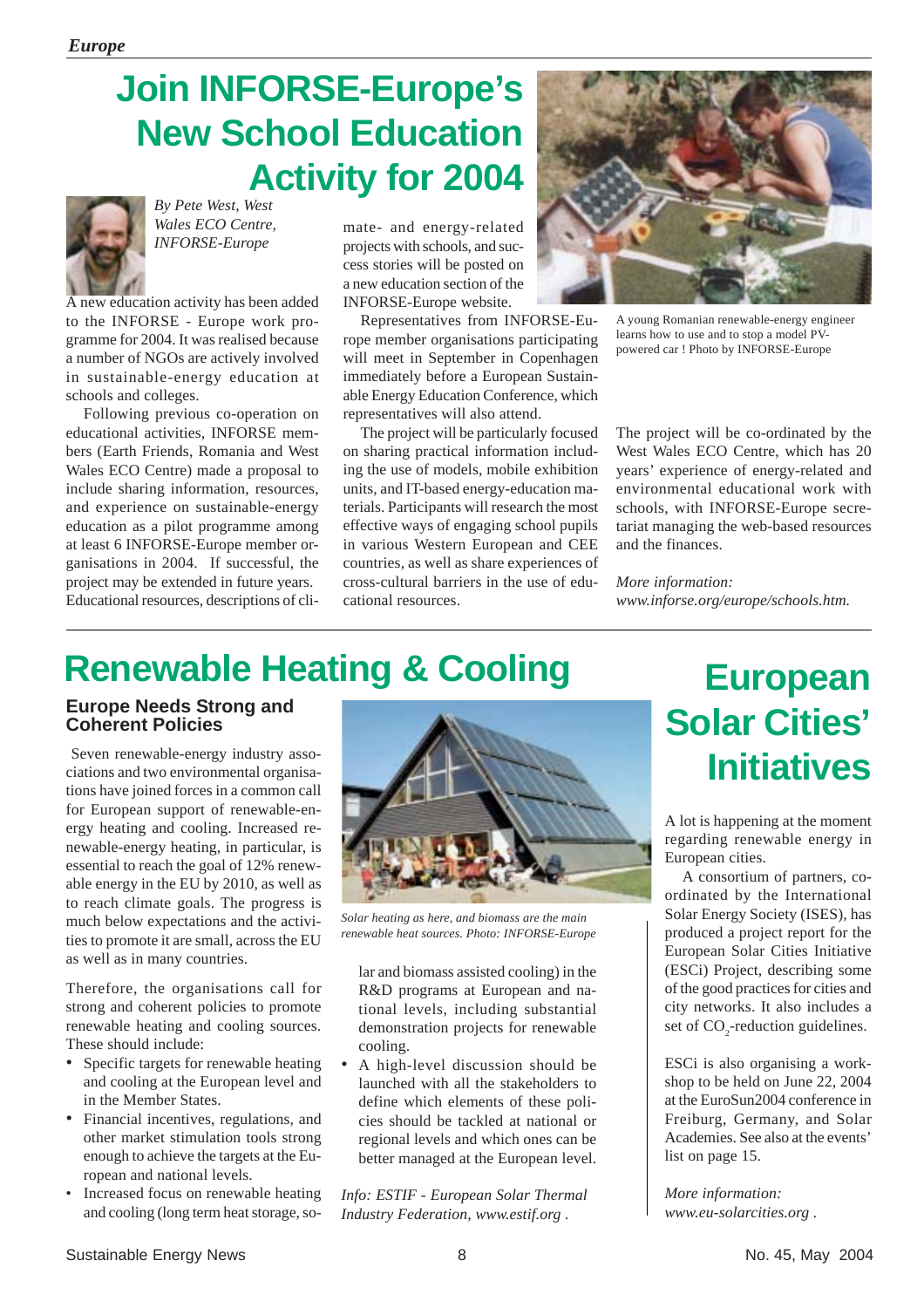# Join INFORSE-Europe's New School Education Activity for 2004

*By Pete West, West Wales ECO Centre, INFORSE-Europe*

A new education activity has been added to the INFORSE - Europe work programme for 2004. It was realised because a number of NGOs are actively involved in sustainable-energy education at schools and colleges.

Following previous co-operation on educational activities, INFORSE members (Earth Friends, Romania and West Wales ECO Centre) made a proposal to include sharing information, resources, and experience on sustainable-energy education as a pilot programme among at least 6 INFORSE-Europe member organisations in 2004. If successful, the project may be extended in future years. Educational resources, descriptions of climate- and energy-related projects with schools, and success stories will be posted on a new education section of the INFORSE-Europe website.

Representatives from INFORSE-Europe member organisations participating will meet in September in Copenhagen immediately before a European Sustainable Energy Education Conference, which representatives will also attend.

The project will be particularly focused on sharing practical information including the use of models, mobile exhibition units, and IT-based energy-education materials. Participants will research the most effective ways of engaging school pupils in various Western European and CEE countries, as well as share experiences of cross-cultural barriers in the use of educational resources.

A young Romanian renewable-energy engineer learns how to use and to stop a model PV-powered car ! Photo by INFORSE-Europe

The project will be co-ordinated by the West Wales ECO Centre, which has 20 years' experience of energy-related and environmental educational work with schools, with INFORSE-Europe secretariat managing the web-based resources and the finances.

*More information: www.inforse.org/europe/schools.htm.*

# Renewable Heating & Cooling

### Europe Needs Strong and Coherent Policies

Seven renewable-energy industry associations and two environmental organisations have joined forces in a common call for European support of renewable-energy heating and cooling. Increased renewable-energy heating, in particular, is essential to reach the goal of 12% renewable energy in the EU by 2010, as well as to reach climate goals. The progress is much below expectations and the activities to promote it are small, across the EU as well as in many countries.

Therefore, the organisations call for strong and coherent policies to promote renewable heating and cooling sources. These should include:

- Specific targets for renewable heating and cooling at the European level and in the Member States.
- Financial incentives, regulations, and other market stimulation tools strong enough to achieve the targets at the European and national levels.
- Increased focus on renewable heating and cooling (long term heat storage, solar and biomass assisted cooling) in the R&D programs at European and national levels, including substantial demonstration projects for renewable cooling.
- A high-level discussion should be launched with all the stakeholders to define which elements of these policies should be tackled at national or regional levels and which ones can be better managed at the European level.

*Solar heating as here, and biomass are the main renewable heat sources. Photo: INFORSE-Europe*

*Info: ESTIF - European Solar Thermal Industry Federation, www.estif.org .*

# European Solar Cities' Initiatives

A lot is happening at the moment regarding renewable energy in European cities.

A consortium of partners, co-ordinated by the International Solar Energy Society (ISES), has produced a project report for the European Solar Cities Initiative (ESCi) Project, describing some of the good practices for cities and city networks. It also includes a set of $CO_2$-reduction guidelines.

ESCi is also organising a workshop to be held on June 22, 2004 at the EuroSun2004 conference in Freiburg, Germany, and Solar Academies. See also at the events' list on page 15.

*More information: www.eu-solarcities.org .*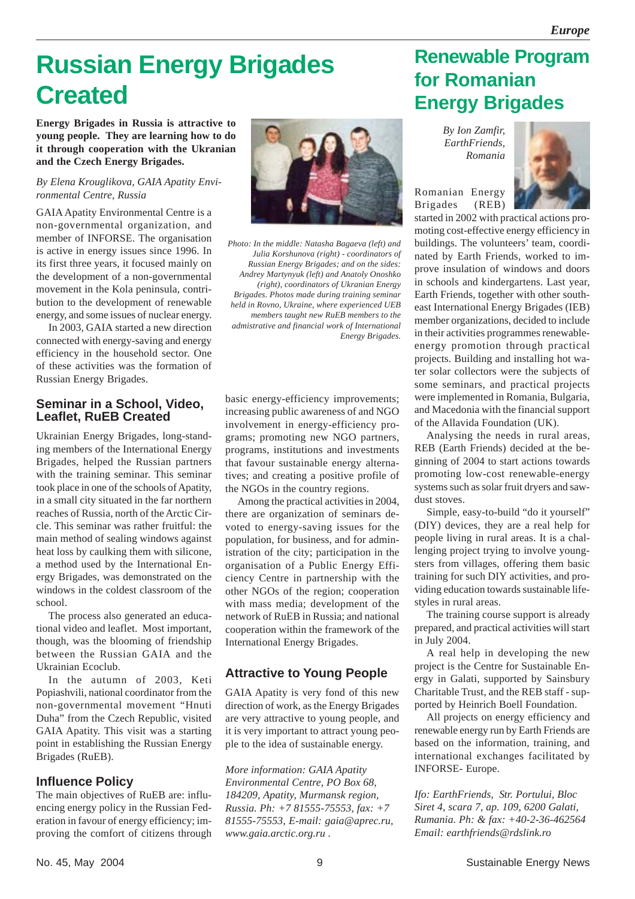# Russian Energy Brigades Created

**Energy Brigades in Russia is attractive to young people. They are learning how to do it through cooperation with the Ukranian and the Czech Energy Brigades.**

*By Elena Krouglikova, GAIA Apatity Environmental Centre, Russia*

GAIA Apatity Environmental Centre is a non-governmental organization, and member of INFORSE. The organisation is active in energy issues since 1996. In its first three years, it focused mainly on the development of a non-governmental movement in the Kola peninsula, contribution to the development of renewable energy, and some issues of nuclear energy.

In 2003, GAIA started a new direction connected with energy-saving and energy efficiency in the household sector. One of these activities was the formation of Russian Energy Brigades.

*Photo: In the middle: Natasha Bagaeva (left) and Julia Korshunova (right) - coordinators of Russian Energy Brigades; and on the sides: Andrey Martynyuk (left) and Anatoly Onoshko (right), coordinators of Ukranian Energy Brigades. Photos made during training seminar held in Rovno, Ukraine, where experienced UEB members taught new RuEB members to the admistrative and financial work of International Energy Brigades.*

## Seminar in a School, Video, Leaflet, RuEB Created

Ukrainian Energy Brigades, long-standing members of the International Energy Brigades, helped the Russian partners with the training seminar. This seminar took place in one of the schools of Apatity, in a small city situated in the far northern reaches of Russia, north of the Arctic Circle. This seminar was rather fruitful: the main method of sealing windows against heat loss by caulking them with silicone, a method used by the International Energy Brigades, was demonstrated on the windows in the coldest classroom of the school.

The process also generated an educational video and leaflet. Most important, though, was the blooming of friendship between the Russian GAIA and the Ukrainian Ecoclub.

In the autumn of 2003, Keti Popiashvili, national coordinator from the non-governmental movement "Hnuti Duha" from the Czech Republic, visited GAIA Apatity. This visit was a starting point in establishing the Russian Energy Brigades (RuEB).

## Influence Policy

The main objectives of RuEB are: influencing energy policy in the Russian Federation in favour of energy efficiency; improving the comfort of citizens through basic energy-efficiency improvements; increasing public awareness of and NGO involvement in energy-efficiency programs; promoting new NGO partners, programs, institutions and investments that favour sustainable energy alternatives; and creating a positive profile of the NGOs in the country regions.

Among the practical activities in 2004, there are organization of seminars devoted to energy-saving issues for the population, for business, and for administration of the city; participation in the organisation of a Public Energy Efficiency Centre in partnership with the other NGOs of the region; cooperation with mass media; development of the network of RuEB in Russia; and national cooperation within the framework of the International Energy Brigades.

## Attractive to Young People

GAIA Apatity is very fond of this new direction of work, as the Energy Brigades are very attractive to young people, and it is very important to attract young people to the idea of sustainable energy.

*More information: GAIA Apatity Environmental Centre, PO Box 68, 184209, Apatity, Murmansk region, Russia. Ph: +7 81555-75553, fax: +7 81555-75553, E-mail: gaia@aprec.ru, www.gaia.arctic.org.ru .*

# Renewable Program for Romanian Energy Brigades

*By Ion Zamfir, EarthFriends, Romania*

Romanian Energy Brigades (REB) started in 2002 with practical actions promoting cost-effective energy efficiency in buildings. The volunteers' team, coordinated by Earth Friends, worked to improve insulation of windows and doors in schools and kindergartens. Last year, Earth Friends, together with other southeast International Energy Brigades (IEB) member organizations, decided to include in their activities programmes renewable-energy promotion through practical projects. Building and installing hot water solar collectors were the subjects of some seminars, and practical projects were implemented in Romania, Bulgaria, and Macedonia with the financial support of the Allavida Foundation (UK).

Analysing the needs in rural areas, REB (Earth Friends) decided at the beginning of 2004 to start actions towards promoting low-cost renewable-energy systems such as solar fruit dryers and sawdust stoves.

Simple, easy-to-build "do it yourself" (DIY) devices, they are a real help for people living in rural areas. It is a challenging project trying to involve youngsters from villages, offering them basic training for such DIY activities, and providing education towards sustainable lifestyles in rural areas.

The training course support is already prepared, and practical activities will start in July 2004.

A real help in developing the new project is the Centre for Sustainable Energy in Galati, supported by Sainsbury Charitable Trust, and the REB staff - supported by Heinrich Boell Foundation.

All projects on energy efficiency and renewable energy run by Earth Friends are based on the information, training, and international exchanges facilitated by INFORSE- Europe.

*Ifo: EarthFriends, Str. Portului, Bloc Siret 4, scara 7, ap. 109, 6200 Galati, Rumania. Ph: & fax: +40-2-36-462564 Email: earthfriends@rdslink.ro*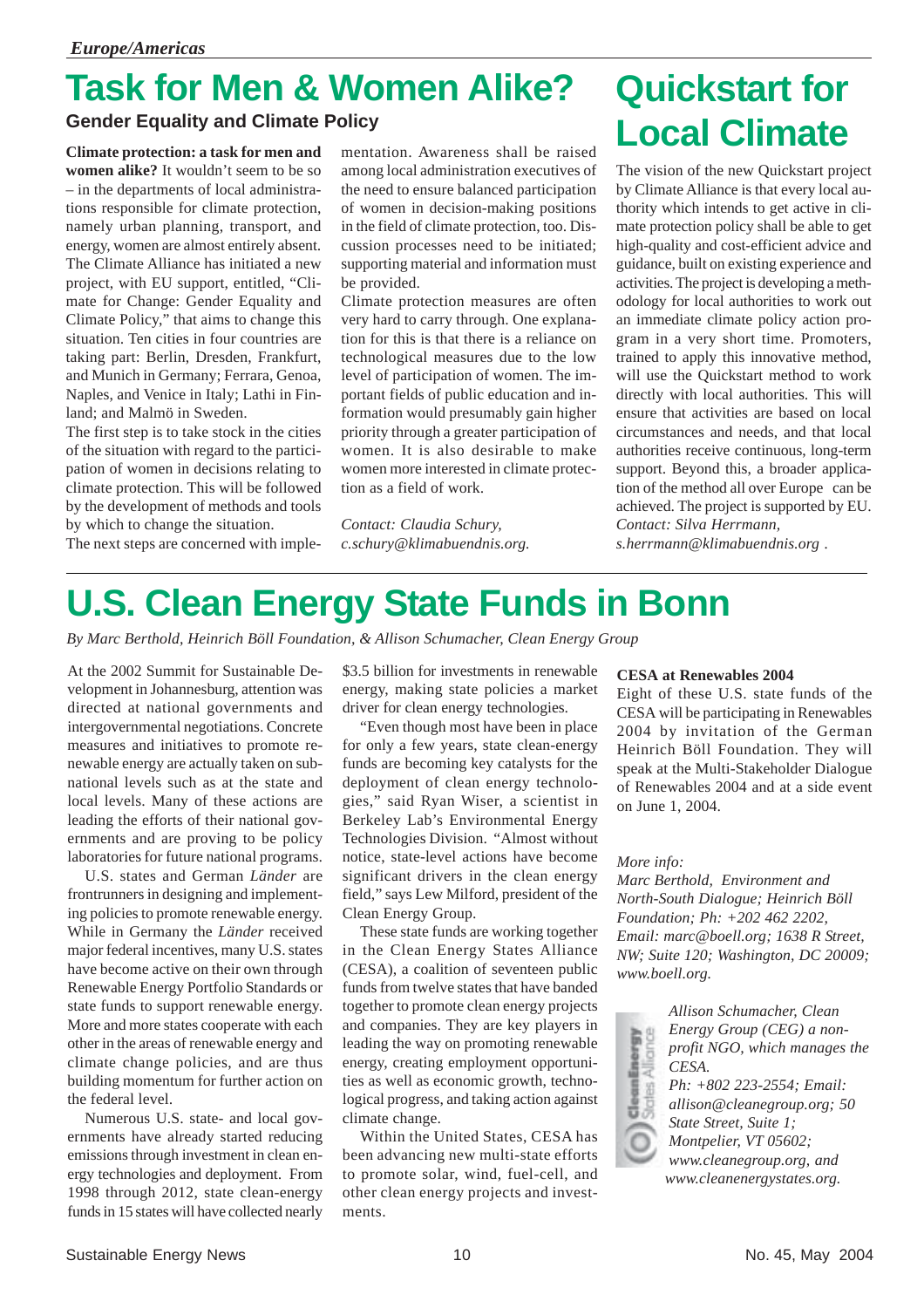# Task for Men & Women Alike?

## Gender Equality and Climate Policy

**Climate protection: a task for men and women alike?** It wouldn't seem to be so – in the departments of local administrations responsible for climate protection, namely urban planning, transport, and energy, women are almost entirely absent. The Climate Alliance has initiated a new project, with EU support, entitled, "Climate for Change: Gender Equality and Climate Policy," that aims to change this situation. Ten cities in four countries are taking part: Berlin, Dresden, Frankfurt, and Munich in Germany; Ferrara, Genoa, Naples, and Venice in Italy; Lathi in Finland; and Malmö in Sweden.

The first step is to take stock in the cities of the situation with regard to the participation of women in decisions relating to climate protection. This will be followed by the development of methods and tools by which to change the situation.

The next steps are concerned with implementation. Awareness shall be raised among local administration executives of the need to ensure balanced participation of women in decision-making positions in the field of climate protection, too. Discussion processes need to be initiated; supporting material and information must be provided.

Climate protection measures are often very hard to carry through. One explanation for this is that there is a reliance on technological measures due to the low level of participation of women. The important fields of public education and information would presumably gain higher priority through a greater participation of women. It is also desirable to make women more interested in climate protection as a field of work.

*Contact: Claudia Schury, c.schury@klimabuendnis.org.*

# Quickstart for Local Climate

The vision of the new Quickstart project by Climate Alliance is that every local authority which intends to get active in climate protection policy shall be able to get high-quality and cost-efficient advice and guidance, built on existing experience and activities. The project is developing a methodology for local authorities to work out an immediate climate policy action program in a very short time. Promoters, trained to apply this innovative method, will use the Quickstart method to work directly with local authorities. This will ensure that activities are based on local circumstances and needs, and that local authorities receive continuous, long-term support. Beyond this, a broader application of the method all over Europe can be achieved. The project is supported by EU.

*Contact: Silva Herrmann, s.herrmann@klimabuendnis.org .*

# U.S. Clean Energy State Funds in Bonn

*By Marc Berthold, Heinrich Böll Foundation, & Allison Schumacher, Clean Energy Group*

At the 2002 Summit for Sustainable Development in Johannesburg, attention was directed at national governments and intergovernmental negotiations. Concrete measures and initiatives to promote renewable energy are actually taken on subnational levels such as at the state and local levels. Many of these actions are leading the efforts of their national governments and are proving to be policy laboratories for future national programs.

U.S. states and German *Länder* are frontrunners in designing and implementing policies to promote renewable energy. While in Germany the *Länder* received major federal incentives, many U.S. states have become active on their own through Renewable Energy Portfolio Standards or state funds to support renewable energy. More and more states cooperate with each other in the areas of renewable energy and climate change policies, and are thus building momentum for further action on the federal level.

Numerous U.S. state- and local governments have already started reducing emissions through investment in clean energy technologies and deployment. From 1998 through 2012, state clean-energy funds in 15 states will have collected nearly $3.5 billion for investments in renewable energy, making state policies a market driver for clean energy technologies.

"Even though most have been in place for only a few years, state clean-energy funds are becoming key catalysts for the deployment of clean energy technologies," said Ryan Wiser, a scientist in Berkeley Lab's Environmental Energy Technologies Division. "Almost without notice, state-level actions have become significant drivers in the clean energy field," says Lew Milford, president of the Clean Energy Group.

These state funds are working together in the Clean Energy States Alliance (CESA), a coalition of seventeen public funds from twelve states that have banded together to promote clean energy projects and companies. They are key players in leading the way on promoting renewable energy, creating employment opportunities as well as economic growth, technological progress, and taking action against climate change.

Within the United States, CESA has been advancing new multi-state efforts to promote solar, wind, fuel-cell, and other clean energy projects and investments.

**CESA at Renewables 2004**

Eight of these U.S. state funds of the CESA will be participating in Renewables 2004 by invitation of the German Heinrich Böll Foundation. They will speak at the Multi-Stakeholder Dialogue of Renewables 2004 and at a side event on June 1, 2004.

*More info:*

*Marc Berthold, Environment and North-South Dialogue; Heinrich Böll Foundation; Ph: +202 462 2202, Email: marc@boell.org; 1638 R Street, NW; Suite 120; Washington, DC 20009; www.boell.org.*

*Allison Schumacher, Clean Energy Group (CEG) a non-profit NGO, which manages the CESA.*
*Ph: +802 223-2554; Email: allison@cleanegroup.org; 50 State Street, Suite 1; Montpelier, VT 05602; www.cleanegroup.org, and www.cleanenergystates.org.*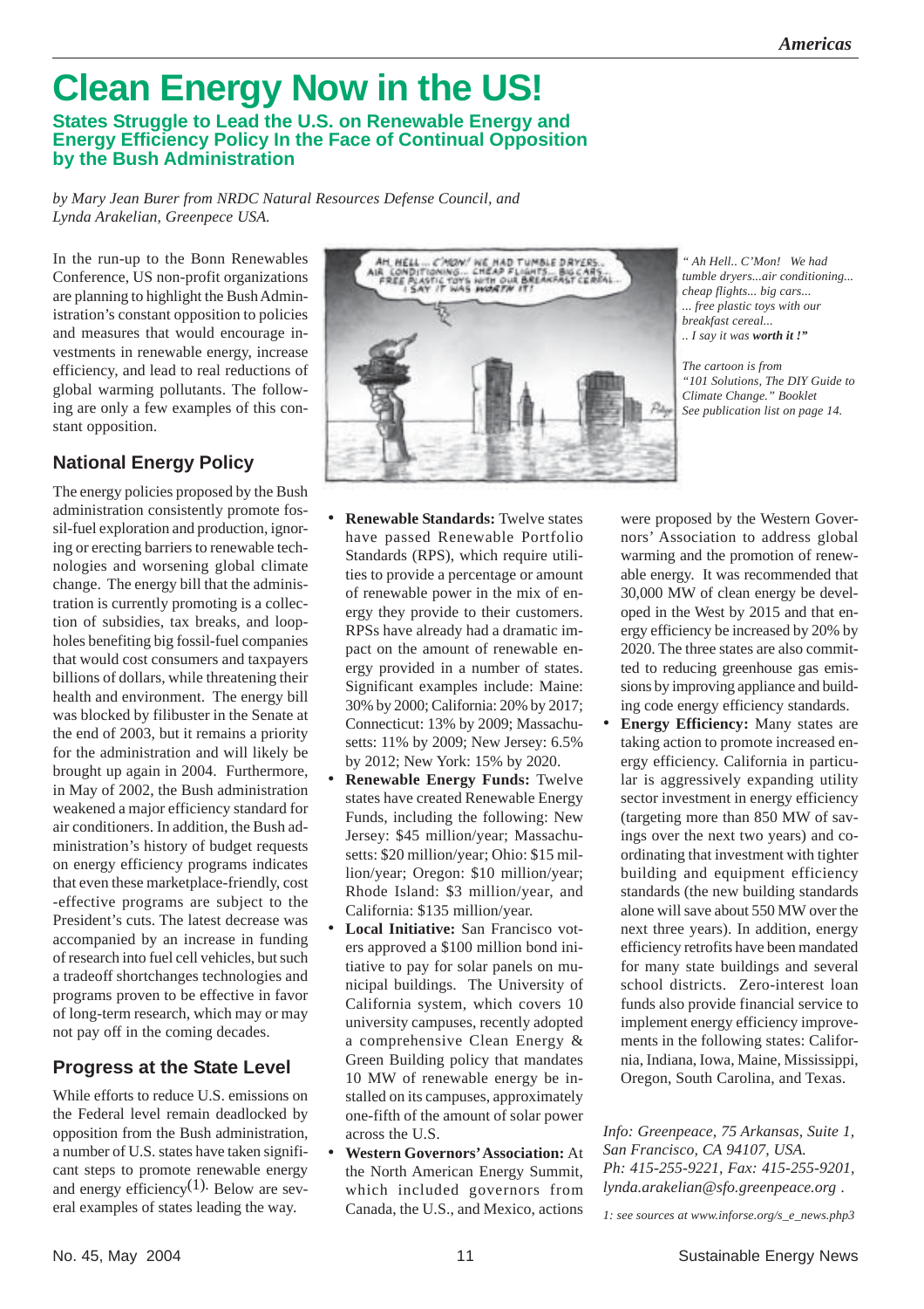# Clean Energy Now in the US!

### States Struggle to Lead the U.S. on Renewable Energy and Energy Efficiency Policy In the Face of Continual Opposition by the Bush Administration

*by Mary Jean Burer from NRDC Natural Resources Defense Council, and Lynda Arakelian, Greenpece USA.*

In the run-up to the Bonn Renewables Conference, US non-profit organizations are planning to highlight the Bush Administration's constant opposition to policies and measures that would encourage investments in renewable energy, increase efficiency, and lead to real reductions of global warming pollutants. The following are only a few examples of this constant opposition.

## National Energy Policy

The energy policies proposed by the Bush administration consistently promote fossil-fuel exploration and production, ignoring or erecting barriers to renewable technologies and worsening global climate change. The energy bill that the administration is currently promoting is a collection of subsidies, tax breaks, and loopholes benefiting big fossil-fuel companies that would cost consumers and taxpayers billions of dollars, while threatening their health and environment. The energy bill was blocked by filibuster in the Senate at the end of 2003, but it remains a priority for the administration and will likely be brought up again in 2004. Furthermore, in May of 2002, the Bush administration weakened a major efficiency standard for air conditioners. In addition, the Bush administration's history of budget requests on energy efficiency programs indicates that even these marketplace-friendly, cost -effective programs are subject to the President's cuts. The latest decrease was accompanied by an increase in funding of research into fuel cell vehicles, but such a tradeoff shortchanges technologies and programs proven to be effective in favor of long-term research, which may or may not pay off in the coming decades.

## Progress at the State Level

While efforts to reduce U.S. emissions on the Federal level remain deadlocked by opposition from the Bush administration, a number of U.S. states have taken significant steps to promote renewable energy and energy efficiency[1]. Below are several examples of states leading the way.

*" Ah Hell.. C'Mon! We had tumble dryers...air conditioning... cheap flights... big cars... ... free plastic toys with our breakfast cereal... .. I say it was **worth it !"***

*The cartoon is from "101 Solutions, The DIY Guide to Climate Change." Booklet See publication list on page 14.*

- **Renewable Standards:** Twelve states have passed Renewable Portfolio Standards (RPS), which require utilities to provide a percentage or amount of renewable power in the mix of energy they provide to their customers. RPSs have already had a dramatic impact on the amount of renewable energy provided in a number of states. Significant examples include: Maine: 30% by 2000; California: 20% by 2017; Connecticut: 13% by 2009; Massachusetts: 11% by 2009; New Jersey: 6.5% by 2012; New York: 15% by 2020.
- **Renewable Energy Funds:** Twelve states have created Renewable Energy Funds, including the following: New Jersey: $45 million/year; Massachusetts: $20 million/year; Ohio: $15 million/year; Oregon: $10 million/year; Rhode Island: $3 million/year, and California: $135 million/year.
- **Local Initiative:** San Francisco voters approved a $100 million bond initiative to pay for solar panels on municipal buildings. The University of California system, which covers 10 university campuses, recently adopted a comprehensive Clean Energy & Green Building policy that mandates 10 MW of renewable energy be installed on its campuses, approximately one-fifth of the amount of solar power across the U.S.
- **Western Governors' Association:** At the North American Energy Summit, which included governors from Canada, the U.S., and Mexico, actions were proposed by the Western Governors' Association to address global warming and the promotion of renewable energy. It was recommended that 30,000 MW of clean energy be developed in the West by 2015 and that energy efficiency be increased by 20% by 2020. The three states are also committed to reducing greenhouse gas emissions by improving appliance and building code energy efficiency standards.
- **Energy Efficiency:** Many states are taking action to promote increased energy efficiency. California in particular is aggressively expanding utility sector investment in energy efficiency (targeting more than 850 MW of savings over the next two years) and coordinating that investment with tighter building and equipment efficiency standards (the new building standards alone will save about 550 MW over the next three years). In addition, energy efficiency retrofits have been mandated for many state buildings and several school districts. Zero-interest loan funds also provide financial service to implement energy efficiency improvements in the following states: California, Indiana, Iowa, Maine, Mississippi, Oregon, South Carolina, and Texas.

*Info: Greenpeace, 75 Arkansas, Suite 1, San Francisco, CA 94107, USA. Ph: 415-255-9221, Fax: 415-255-9201, lynda.arakelian@sfo.greenpeace.org .*

*1: see sources at www.inforse.org/s_e_news.php3*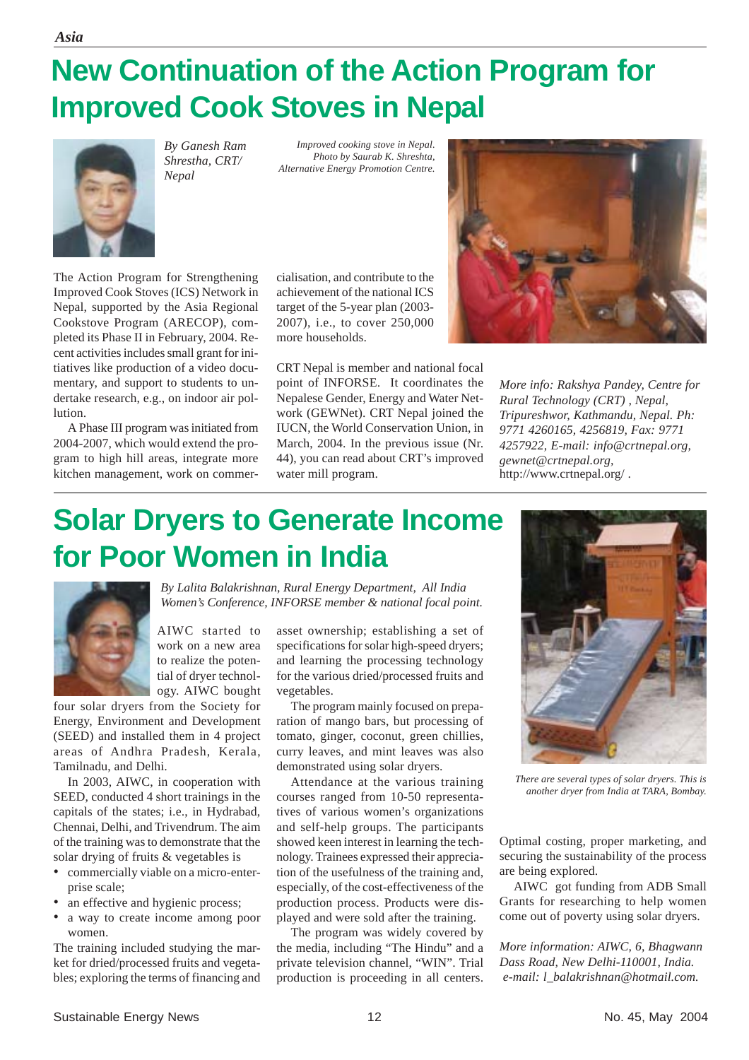*Asia*

# New Continuation of the Action Program for Improved Cook Stoves in Nepal

*By Ganesh Ram Shrestha, CRT/ Nepal*

*Improved cooking stove in Nepal. Photo by Saurab K. Shreshta, Alternative Energy Promotion Centre.*

The Action Program for Strengthening Improved Cook Stoves (ICS) Network in Nepal, supported by the Asia Regional Cookstove Program (ARECOP), completed its Phase II in February, 2004. Recent activities includes small grant for initiatives like production of a video documentary, and support to students to undertake research, e.g., on indoor air pollution.

A Phase III program was initiated from 2004-2007, which would extend the program to high hill areas, integrate more kitchen management, work on commercialisation, and contribute to the achievement of the national ICS target of the 5-year plan (2003-2007), i.e., to cover 250,000 more households.

CRT Nepal is member and national focal point of INFORSE. It coordinates the Nepalese Gender, Energy and Water Network (GEWNet). CRT Nepal joined the IUCN, the World Conservation Union, in March, 2004. In the previous issue (Nr. 44), you can read about CRT's improved water mill program.

*More info: Rakshya Pandey, Centre for Rural Technology (CRT) , Nepal, Tripureshwor, Kathmandu, Nepal. Ph: 9771 4260165, 4256819, Fax: 9771 4257922, E-mail: info@crtnepal.org, gewnet@crtnepal.org,* http://www.crtnepal.org/ .

# Solar Dryers to Generate Income for Poor Women in India

*By Lalita Balakrishnan, Rural Energy Department, All India Women's Conference, INFORSE member & national focal point.*

AIWC started to work on a new area to realize the potential of dryer technology. AIWC bought four solar dryers from the Society for Energy, Environment and Development (SEED) and installed them in 4 project areas of Andhra Pradesh, Kerala, Tamilnadu, and Delhi.

In 2003, AIWC, in cooperation with SEED, conducted 4 short trainings in the capitals of the states; i.e., in Hydrabad, Chennai, Delhi, and Trivendrum. The aim of the training was to demonstrate that the solar drying of fruits & vegetables is

- commercially viable on a micro-enterprise scale;
- an effective and hygienic process;
- a way to create income among poor women.

The training included studying the market for dried/processed fruits and vegetables; exploring the terms of financing and asset ownership; establishing a set of specifications for solar high-speed dryers; and learning the processing technology for the various dried/processed fruits and vegetables.

The program mainly focused on preparation of mango bars, but processing of tomato, ginger, coconut, green chillies, curry leaves, and mint leaves was also demonstrated using solar dryers.

Attendance at the various training courses ranged from 10-50 representatives of various women's organizations and self-help groups. The participants showed keen interest in learning the technology. Trainees expressed their appreciation of the usefulness of the training and, especially, of the cost-effectiveness of the production process. Products were displayed and were sold after the training.

The program was widely covered by the media, including "The Hindu" and a private television channel, "WIN". Trial production is proceeding in all centers. Optimal costing, proper marketing, and securing the sustainability of the process are being explored.

AIWC got funding from ADB Small Grants for researching to help women come out of poverty using solar dryers.

*There are several types of solar dryers. This is another dryer from India at TARA, Bombay.*

*More information: AIWC, 6, Bhagwann Dass Road, New Delhi-110001, India. e-mail: l_balakrishnan@hotmail.com.*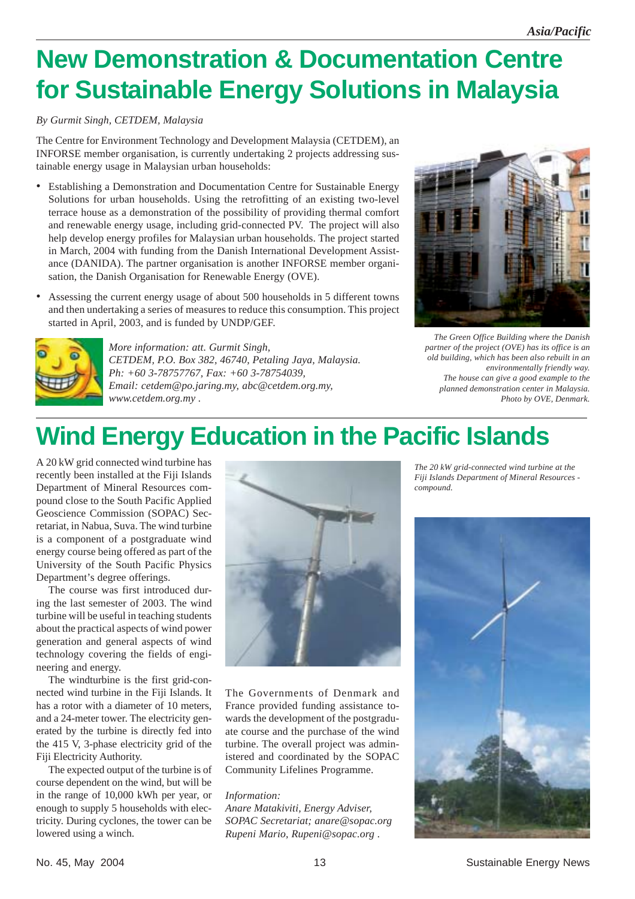# New Demonstration & Documentation Centre for Sustainable Energy Solutions in Malaysia

*By Gurmit Singh, CETDEM, Malaysia*

The Centre for Environment Technology and Development Malaysia (CETDEM), an INFORSE member organisation, is currently undertaking 2 projects addressing sustainable energy usage in Malaysian urban households:

- Establishing a Demonstration and Documentation Centre for Sustainable Energy Solutions for urban households. Using the retrofitting of an existing two-level terrace house as a demonstration of the possibility of providing thermal comfort and renewable energy usage, including grid-connected PV. The project will also help develop energy profiles for Malaysian urban households. The project started in March, 2004 with funding from the Danish International Development Assistance (DANIDA). The partner organisation is another INFORSE member organisation, the Danish Organisation for Renewable Energy (OVE).
- Assessing the current energy usage of about 500 households in 5 different towns and then undertaking a series of measures to reduce this consumption. This project started in April, 2003, and is funded by UNDP/GEF.

*More information: att. Gurmit Singh, CETDEM, P.O. Box 382, 46740, Petaling Jaya, Malaysia. Ph: +60 3-78757767, Fax: +60 3-78754039, Email: cetdem@po.jaring.my, abc@cetdem.org.my, www.cetdem.org.my .*

*The Green Office Building where the Danish partner of the project (OVE) has its office is an old building, which has been also rebuilt in an environmentally friendly way. The house can give a good example to the planned demonstration center in Malaysia. Photo by OVE, Denmark.*

# Wind Energy Education in the Pacific Islands

A 20 kW grid connected wind turbine has recently been installed at the Fiji Islands Department of Mineral Resources compound close to the South Pacific Applied Geoscience Commission (SOPAC) Secretariat, in Nabua, Suva. The wind turbine is a component of a postgraduate wind energy course being offered as part of the University of the South Pacific Physics Department's degree offerings.

The course was first introduced during the last semester of 2003. The wind turbine will be useful in teaching students about the practical aspects of wind power generation and general aspects of wind technology covering the fields of engineering and energy.

The windturbine is the first grid-connected wind turbine in the Fiji Islands. It has a rotor with a diameter of 10 meters, and a 24-meter tower. The electricity generated by the turbine is directly fed into the 415 V, 3-phase electricity grid of the Fiji Electricity Authority.

The expected output of the turbine is of course dependent on the wind, but will be in the range of 10,000 kWh per year, or enough to supply 5 households with electricity. During cyclones, the tower can be lowered using a winch.

The Governments of Denmark and France provided funding assistance towards the development of the postgraduate course and the purchase of the wind turbine. The overall project was administered and coordinated by the SOPAC Community Lifelines Programme.

*Information:*
*Anare Matakiviti, Energy Adviser, SOPAC Secretariat; anare@sopac.org*
*Rupeni Mario, Rupeni@sopac.org .*

*The 20 kW grid-connected wind turbine at the Fiji Islands Department of Mineral Resources - compound.*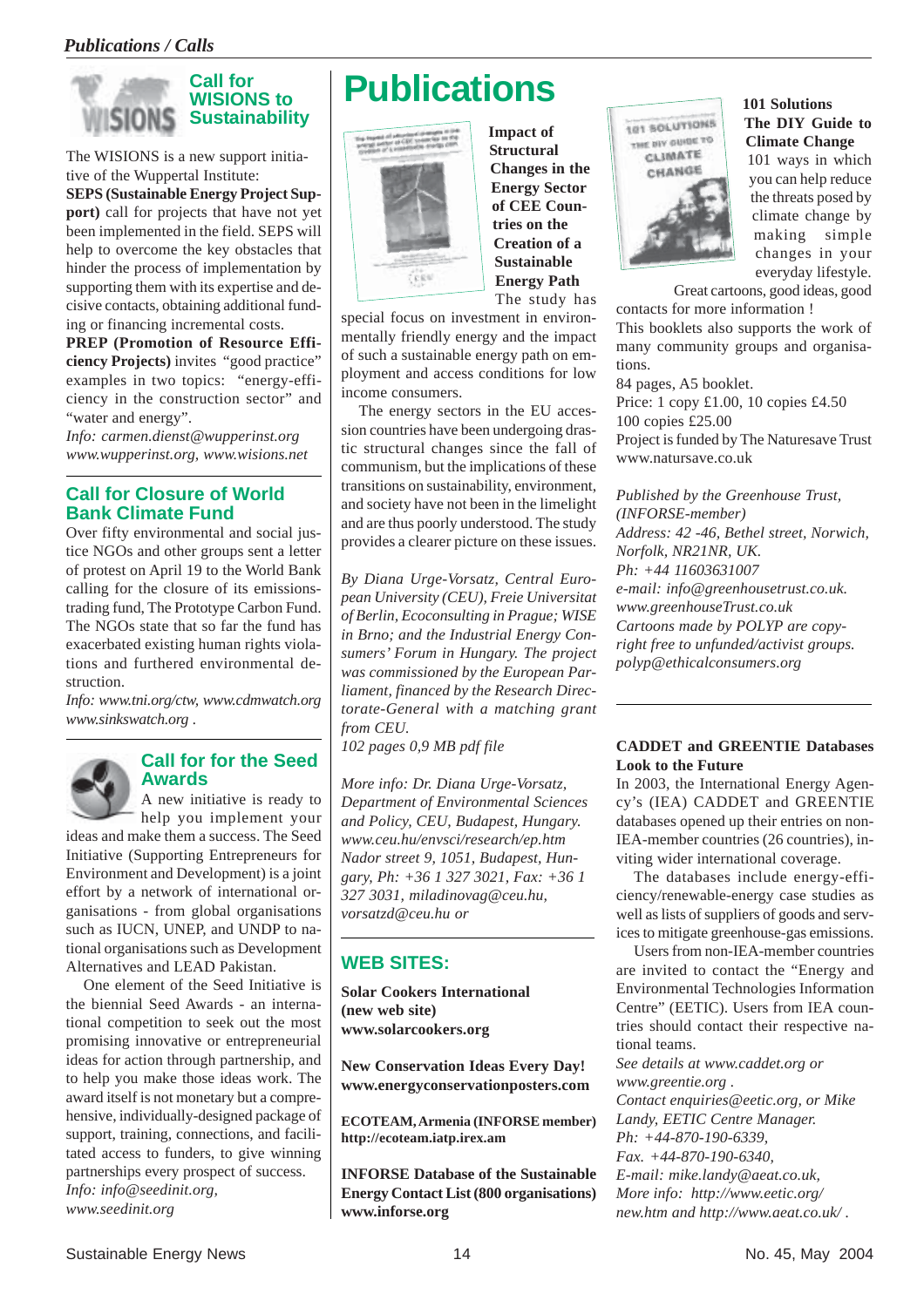## Call for WISIONS to Sustainability

The WISIONS is a new support initiative of the Wuppertal Institute:

**SEPS (Sustainable Energy Project Support)** call for projects that have not yet been implemented in the field. SEPS will help to overcome the key obstacles that hinder the process of implementation by supporting them with its expertise and decisive contacts, obtaining additional funding or financing incremental costs.

**PREP (Promotion of Resource Efficiency Projects)** invites "good practice" examples in two topics: "energy-efficiency in the construction sector" and "water and energy".

*Info: carmen.dienst@wupperinst.org www.wupperinst.org, www.wisions.net*

## Call for Closure of World Bank Climate Fund

Over fifty environmental and social justice NGOs and other groups sent a letter of protest on April 19 to the World Bank calling for the closure of its emissions-trading fund, The Prototype Carbon Fund. The NGOs state that so far the fund has exacerbated existing human rights violations and furthered environmental destruction.

*Info: www.tni.org/ctw, www.cdmwatch.org www.sinkswatch.org .*

## Call for for the Seed Awards

A new initiative is ready to help you implement your ideas and make them a success. The Seed Initiative (Supporting Entrepreneurs for Environment and Development) is a joint effort by a network of international organisations - from global organisations such as IUCN, UNEP, and UNDP to national organisations such as Development Alternatives and LEAD Pakistan.

One element of the Seed Initiative is the biennial Seed Awards - an international competition to seek out the most promising innovative or entrepreneurial ideas for action through partnership, and to help you make those ideas work. The award itself is not monetary but a comprehensive, individually-designed package of support, training, connections, and facilitated access to funders, to give winning partnerships every prospect of success.

*Info: info@seedinit.org, www.seedinit.org*

# Publications

**Impact of Structural Changes in the Energy Sector of CEE Countries on the Creation of a Sustainable Energy Path**

The study has special focus on investment in environmentally friendly energy and the impact of such a sustainable energy path on employment and access conditions for low income consumers.

The energy sectors in the EU accession countries have been undergoing drastic structural changes since the fall of communism, but the implications of these transitions on sustainability, environment, and society have not been in the limelight and are thus poorly understood. The study provides a clearer picture on these issues.

*By Diana Urge-Vorsatz, Central European University (CEU), Freie Universitat of Berlin, Ecoconsulting in Prague; WISE in Brno; and the Industrial Energy Consumers' Forum in Hungary. The project was commissioned by the European Parliament, financed by the Research Directorate-General with a matching grant from CEU.*

*102 pages 0,9 MB pdf file*

*More info: Dr. Diana Urge-Vorsatz, Department of Environmental Sciences and Policy, CEU, Budapest, Hungary. www.ceu.hu/envsci/research/ep.htm Nador street 9, 1051, Budapest, Hungary, Ph: +36 1 327 3021, Fax: +36 1 327 3031, miladinovag@ceu.hu, vorsatzd@ceu.hu or*

## WEB SITES:

**Solar Cookers International (new web site) www.solarcookers.org**

**New Conservation Ideas Every Day! www.energyconservationposters.com**

**ECOTEAM, Armenia (INFORSE member) http://ecoteam.iatp.irex.am**

**INFORSE Database of the Sustainable Energy Contact List (800 organisations) www.inforse.org**

**101 Solutions The DIY Guide to Climate Change**

101 ways in which you can help reduce the threats posed by climate change by making simple changes in your everyday lifestyle.

Great cartoons, good ideas, good contacts for more information !

This booklets also supports the work of many community groups and organisations.

84 pages, A5 booklet.

Price: 1 copy £1.00, 10 copies £4.50

100 copies £25.00

Project is funded by The Naturesave Trust www.natursave.co.uk

*Published by the Greenhouse Trust, (INFORSE-member)*
*Address: 42 -46, Bethel street, Norwich, Norfolk, NR21NR, UK.*
*Ph: +44 11603631007*
*e-mail: info@greenhousetrust.co.uk.*
*www.greenhouseTrust.co.uk*
*Cartoons made by POLYP are copyright free to unfunded/activist groups.*
*polyp@ethicalconsumers.org*

**CADDET and GREENTIE Databases Look to the Future**

In 2003, the International Energy Agency's (IEA) CADDET and GREENTIE databases opened up their entries on non-IEA-member countries (26 countries), inviting wider international coverage.

The databases include energy-efficiency/renewable-energy case studies as well as lists of suppliers of goods and services to mitigate greenhouse-gas emissions.

Users from non-IEA-member countries are invited to contact the "Energy and Environmental Technologies Information Centre" (EETIC). Users from IEA countries should contact their respective national teams.

*See details at www.caddet.org or www.greentie.org .*
*Contact enquiries@eetic.org, or Mike Landy, EETIC Centre Manager.*
*Ph: +44-870-190-6339,*
*Fax. +44-870-190-6340,*
*E-mail: mike.landy@aeat.co.uk,*
*More info: http://www.eetic.org/new.htm and http://www.aeat.co.uk/ .*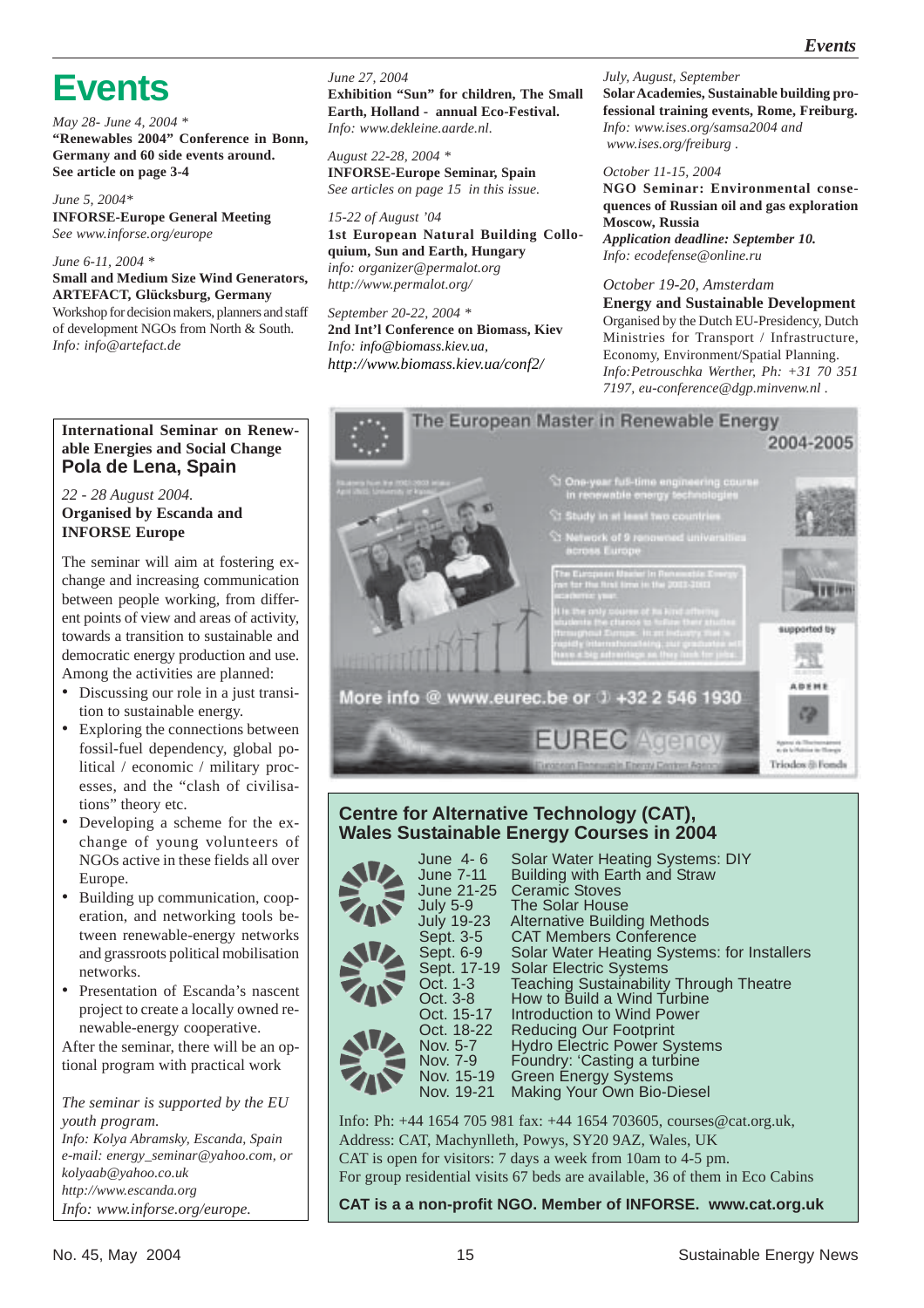# Events

*May 28- June 4, 2004 **
**"Renewables 2004" Conference in Bonn, Germany and 60 side events around. See article on page 3-4**

*June 5, 2004**
**INFORSE-Europe General Meeting**
*See www.inforse.org/europe*

*June 6-11, 2004 **
**Small and Medium Size Wind Generators, ARTEFACT, Glücksburg, Germany**
Workshop for decision makers, planners and staff of development NGOs from North & South.
*Info: info@artefact.de*

*June 27, 2004*
**Exhibition "Sun" for children, The Small Earth, Holland - annual Eco-Festival.**
*Info: www.dekleine.aarde.nl.*

*August 22-28, 2004 **
**INFORSE-Europe Seminar, Spain**
*See articles on page 15 in this issue.*

*15-22 of August '04*
**1st European Natural Building Colloquium, Sun and Earth, Hungary**
*info: organizer@permalot.org*
*http://www.permalot.org/*

*September 20-22, 2004 **
**2nd Int'l Conference on Biomass, Kiev**
*Info: info@biomass.kiev.ua,*
*http://www.biomass.kiev.ua/conf2/*

*July, August, September*
**Solar Academies, Sustainable building professional training events, Rome, Freiburg.**
*Info: www.ises.org/samsa2004 and www.ises.org/freiburg .*

*October 11-15, 2004*
**NGO Seminar: Environmental consequences of Russian oil and gas exploration Moscow, Russia**
***Application deadline: September 10.***
*Info: ecodefense@online.ru*

*October 19-20, Amsterdam*
**Energy and Sustainable Development**
Organised by the Dutch EU-Presidency, Dutch Ministries for Transport / Infrastructure, Economy, Environment/Spatial Planning.
*Info:Petrouschka Werther, Ph: +31 70 351 7197, eu-conference@dgp.minvenw.nl .*

## International Seminar on Renewable Energies and Social Change Pola de Lena, Spain

*22 - 28 August 2004.*
**Organised by Escanda and INFORSE Europe**

The seminar will aim at fostering exchange and increasing communication between people working, from different points of view and areas of activity, towards a transition to sustainable and democratic energy production and use. Among the activities are planned:

- Discussing our role in a just transition to sustainable energy.
- Exploring the connections between fossil-fuel dependency, global political / economic / military processes, and the "clash of civilisations" theory etc.
- Developing a scheme for the exchange of young volunteers of NGOs active in these fields all over Europe.
- Building up communication, cooperation, and networking tools between renewable-energy networks and grassroots political mobilisation networks.
- Presentation of Escanda's nascent project to create a locally owned renewable-energy cooperative.

After the seminar, there will be an optional program with practical work

*The seminar is supported by the EU youth program.*
*Info: Kolya Abramsky, Escanda, Spain*
*e-mail: energy_seminar@yahoo.com, or kolyaab@yahoo.co.uk*
*http://www.escanda.org*
*Info: www.inforse.org/europe.*

## The European Master in Renewable Energy 2004-2005

- One-year full-time engineering course in renewable energy technologies
- Study in at least two countries
- Network of 9 renowned universities across Europe

The European Master in Renewable Energy ran for the first time in the 2003-2003 academic year.

It is the only course of its kind offering students the chance to follow their studies throughout Europe. In an industry that is rapidly internationalising, our graduates will have a big advantage as they look for jobs.

More info @ www.eurec.be or ✆ +32 2 546 1930

EUREC Agency – European Renewable Energy Centres Agency

supported by ADEME, Triodos Fonds

## Centre for Alternative Technology (CAT), Wales Sustainable Energy Courses in 2004

| Date | Course |
|---|---|
| June 4- 6 | Solar Water Heating Systems: DIY |
| June 7-11 | Building with Earth and Straw |
| June 21-25 | Ceramic Stoves |
| July 5-9 | The Solar House |
| July 19-23 | Alternative Building Methods |
| Sept. 3-5 | CAT Members Conference |
| Sept. 6-9 | Solar Water Heating Systems: for Installers |
| Sept. 17-19 | Solar Electric Systems |
| Oct. 1-3 | Teaching Sustainability Through Theatre |
| Oct. 3-8 | How to Build a Wind Turbine |
| Oct. 15-17 | Introduction to Wind Power |
| Oct. 18-22 | Reducing Our Footprint |
| Nov. 5-7 | Hydro Electric Power Systems |
| Nov. 7-9 | Foundry: 'Casting a turbine |
| Nov. 15-19 | Green Energy Systems |
| Nov. 19-21 | Making Your Own Bio-Diesel |

Info: Ph: +44 1654 705 981 fax: +44 1654 703605, courses@cat.org.uk,
Address: CAT, Machynlleth, Powys, SY20 9AZ, Wales, UK
CAT is open for visitors: 7 days a week from 10am to 4-5 pm.
For group residential visits 67 beds are available, 36 of them in Eco Cabins

**CAT is a a non-profit NGO. Member of INFORSE. www.cat.org.uk**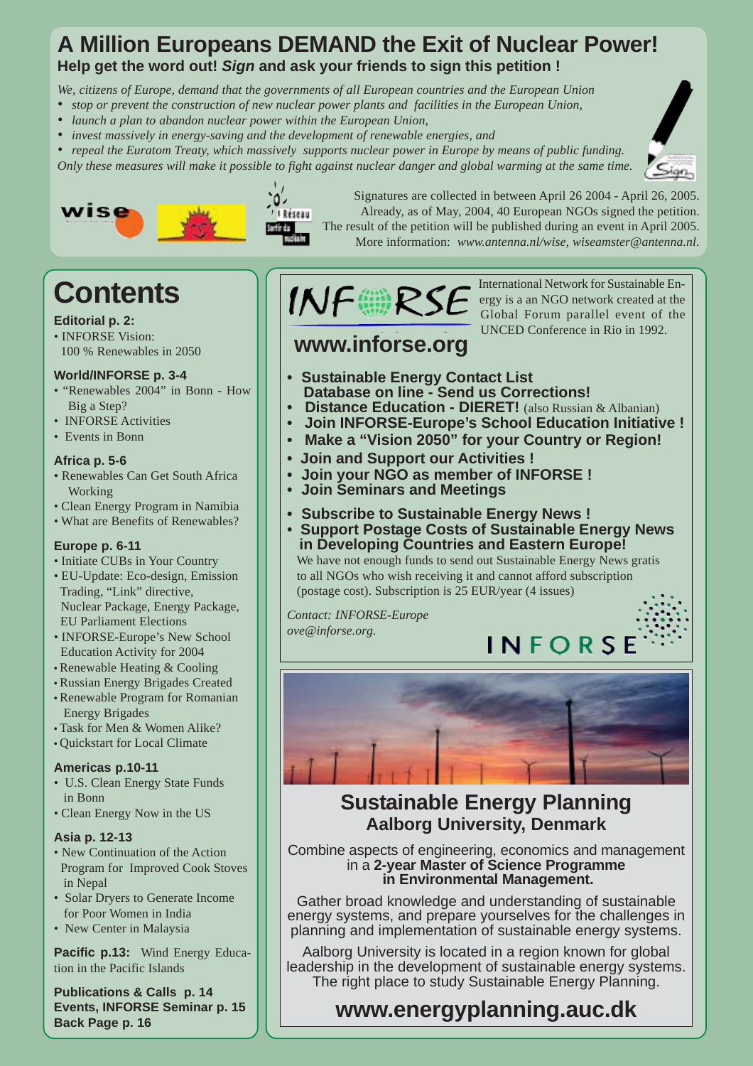# A Million Europeans DEMAND the Exit of Nuclear Power!

**Help get the word out! *Sign* and ask your friends to sign this petition !**

*We, citizens of Europe, demand that the governments of all European countries and the European Union*

- *stop or prevent the construction of new nuclear power plants and facilities in the European Union,*
- *launch a plan to abandon nuclear power within the European Union,*
- *invest massively in energy-saving and the development of renewable energies, and*
- *repeal the Euratom Treaty, which massively supports nuclear power in Europe by means of public funding.*

*Only these measures will make it possible to fight against nuclear danger and global warming at the same time.*

Signatures are collected in between April 26 2004 - April 26, 2005. Already, as of May, 2004, 40 European NGOs signed the petition. The result of the petition will be published during an event in April 2005. More information: *www.antenna.nl/wise, wiseamster@antenna.nl.*

# Contents

**Editorial p. 2:**
- INFORSE Vision: 100 % Renewables in 2050

**World/INFORSE p. 3-4**
- "Renewables 2004" in Bonn - How Big a Step?
- INFORSE Activities
- Events in Bonn

**Africa p. 5-6**
- Renewables Can Get South Africa Working
- Clean Energy Program in Namibia
- What are Benefits of Renewables?

**Europe p. 6-11**
- Initiate CUBs in Your Country
- EU-Update: Eco-design, Emission Trading, "Link" directive, Nuclear Package, Energy Package, EU Parliament Elections
- INFORSE-Europe's New School Education Activity for 2004
- Renewable Heating & Cooling
- Russian Energy Brigades Created
- Renewable Program for Romanian Energy Brigades
- Task for Men & Women Alike?
- Quickstart for Local Climate

**Americas p.10-11**
- U.S. Clean Energy State Funds in Bonn
- Clean Energy Now in the US

**Asia p. 12-13**
- New Continuation of the Action Program for Improved Cook Stoves in Nepal
- Solar Dryers to Generate Income for Poor Women in India
- New Center in Malaysia

**Pacific p.13:** Wind Energy Education in the Pacific Islands

**Publications & Calls p. 14**
**Events, INFORSE Seminar p. 15**
**Back Page p. 16**

## INFORSE

International Network for Sustainable Energy is a an NGO network created at the Global Forum parallel event of the UNCED Conference in Rio in 1992.

**www.inforse.org**

- **Sustainable Energy Contact List Database on line - Send us Corrections!**
- **Distance Education - DIERET!** (also Russian & Albanian)
- **Join INFORSE-Europe's School Education Initiative !**
- **Make a "Vision 2050" for your Country or Region!**
- **Join and Support our Activities !**
- **Join your NGO as member of INFORSE !**
- **Join Seminars and Meetings**
- **Subscribe to Sustainable Energy News !**
- **Support Postage Costs of Sustainable Energy News in Developing Countries and Eastern Europe!**

We have not enough funds to send out Sustainable Energy News gratis to all NGOs who wish receiving it and cannot afford subscription (postage cost). Subscription is 25 EUR/year (4 issues)

*Contact: INFORSE-Europe ove@inforse.org.*

## Sustainable Energy Planning
### Aalborg University, Denmark

Combine aspects of engineering, economics and management in a **2-year Master of Science Programme in Environmental Management.**

Gather broad knowledge and understanding of sustainable energy systems, and prepare yourselves for the challenges in planning and implementation of sustainable energy systems.

Aalborg University is located in a region known for global leadership in the development of sustainable energy systems. The right place to study Sustainable Energy Planning.

**www.energyplanning.auc.dk**